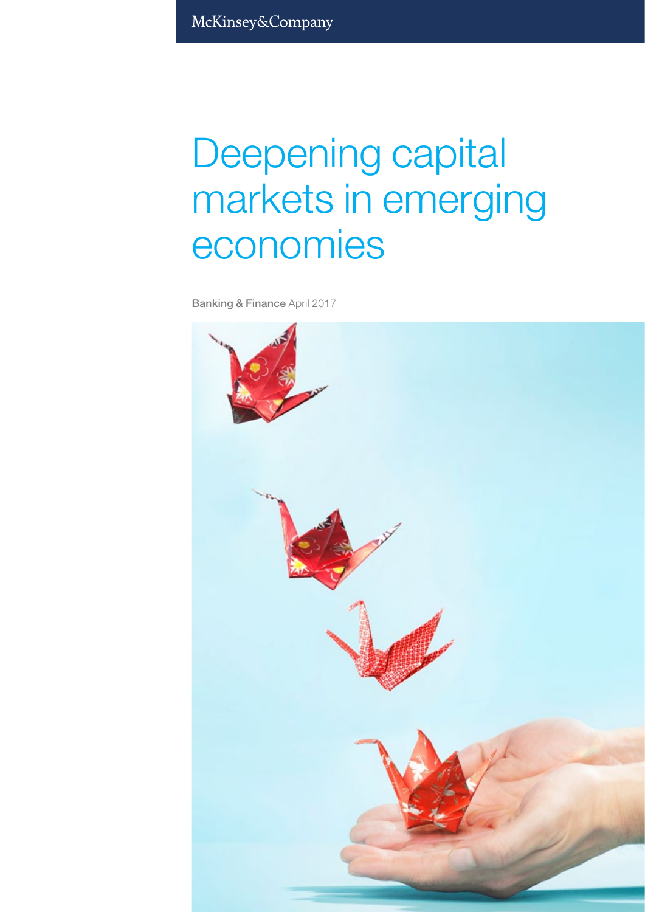McKinsey&Company

# Deepening capital markets in emerging economies

**Banking & Finance** April 2017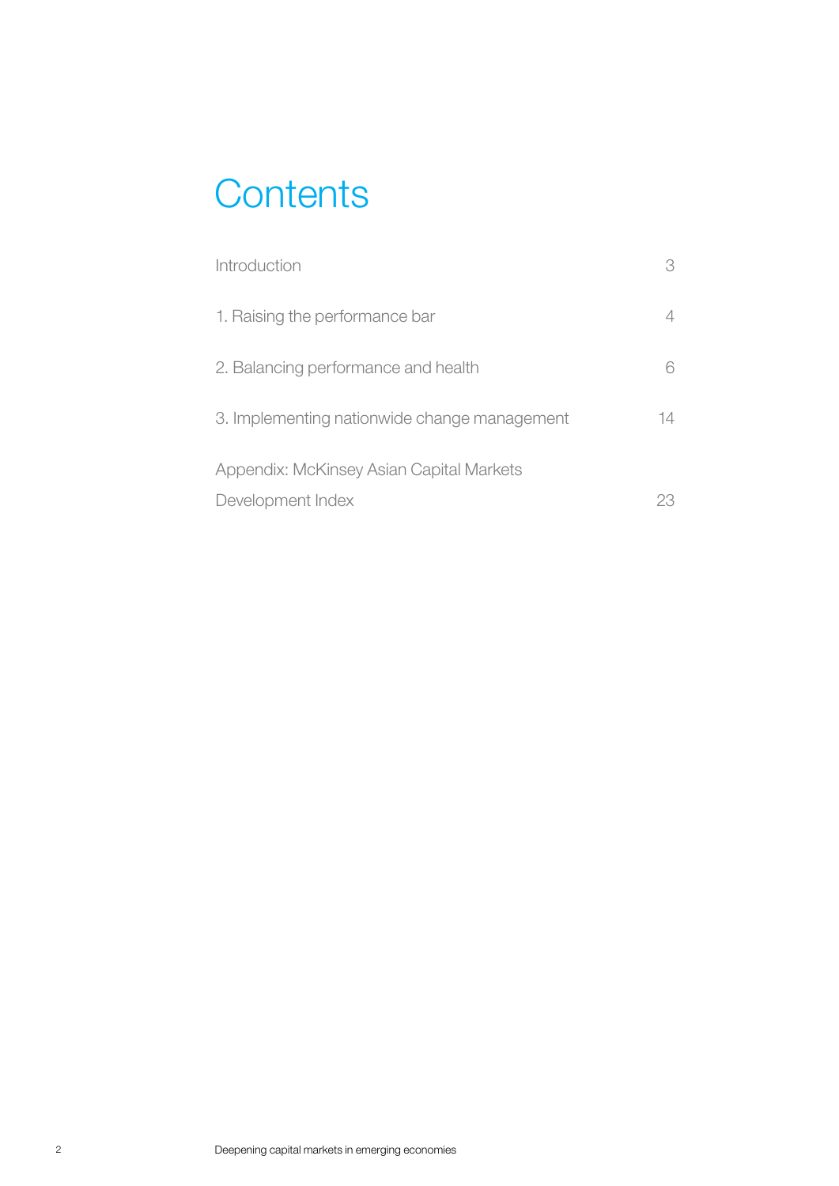# Contents

| | |
|---|---|
| Introduction | 3 |
| 1. Raising the performance bar | 4 |
| 2. Balancing performance and health | 6 |
| 3. Implementing nationwide change management | 14 |
| Appendix: McKinsey Asian Capital Markets Development Index | 23 |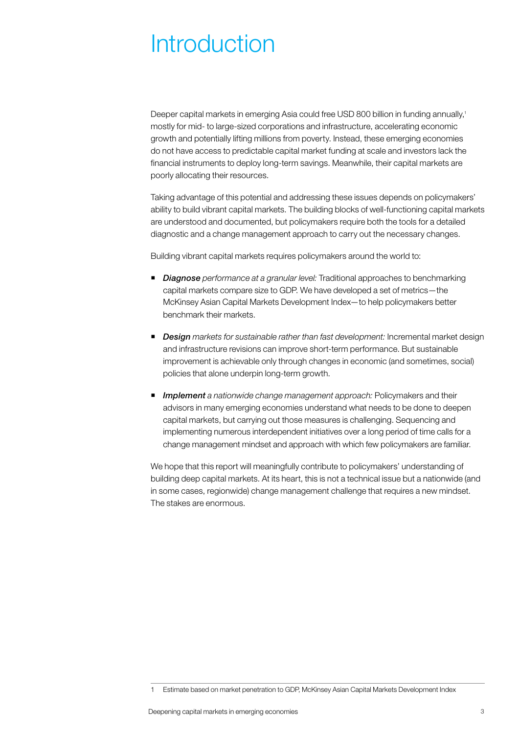# Introduction

Deeper capital markets in emerging Asia could free USD 800 billion in funding annually,[1] mostly for mid- to large-sized corporations and infrastructure, accelerating economic growth and potentially lifting millions from poverty. Instead, these emerging economies do not have access to predictable capital market funding at scale and investors lack the financial instruments to deploy long-term savings. Meanwhile, their capital markets are poorly allocating their resources.

Taking advantage of this potential and addressing these issues depends on policymakers' ability to build vibrant capital markets. The building blocks of well-functioning capital markets are understood and documented, but policymakers require both the tools for a detailed diagnostic and a change management approach to carry out the necessary changes.

Building vibrant capital markets requires policymakers around the world to:

- ***Diagnose*** *performance at a granular level:* Traditional approaches to benchmarking capital markets compare size to GDP. We have developed a set of metrics—the McKinsey Asian Capital Markets Development Index—to help policymakers better benchmark their markets.
- ***Design*** *markets for sustainable rather than fast development:* Incremental market design and infrastructure revisions can improve short-term performance. But sustainable improvement is achievable only through changes in economic (and sometimes, social) policies that alone underpin long-term growth.
- ***Implement*** *a nationwide change management approach:* Policymakers and their advisors in many emerging economies understand what needs to be done to deepen capital markets, but carrying out those measures is challenging. Sequencing and implementing numerous interdependent initiatives over a long period of time calls for a change management mindset and approach with which few policymakers are familiar.

We hope that this report will meaningfully contribute to policymakers' understanding of building deep capital markets. At its heart, this is not a technical issue but a nationwide (and in some cases, regionwide) change management challenge that requires a new mindset. The stakes are enormous.

---

1 Estimate based on market penetration to GDP, McKinsey Asian Capital Markets Development Index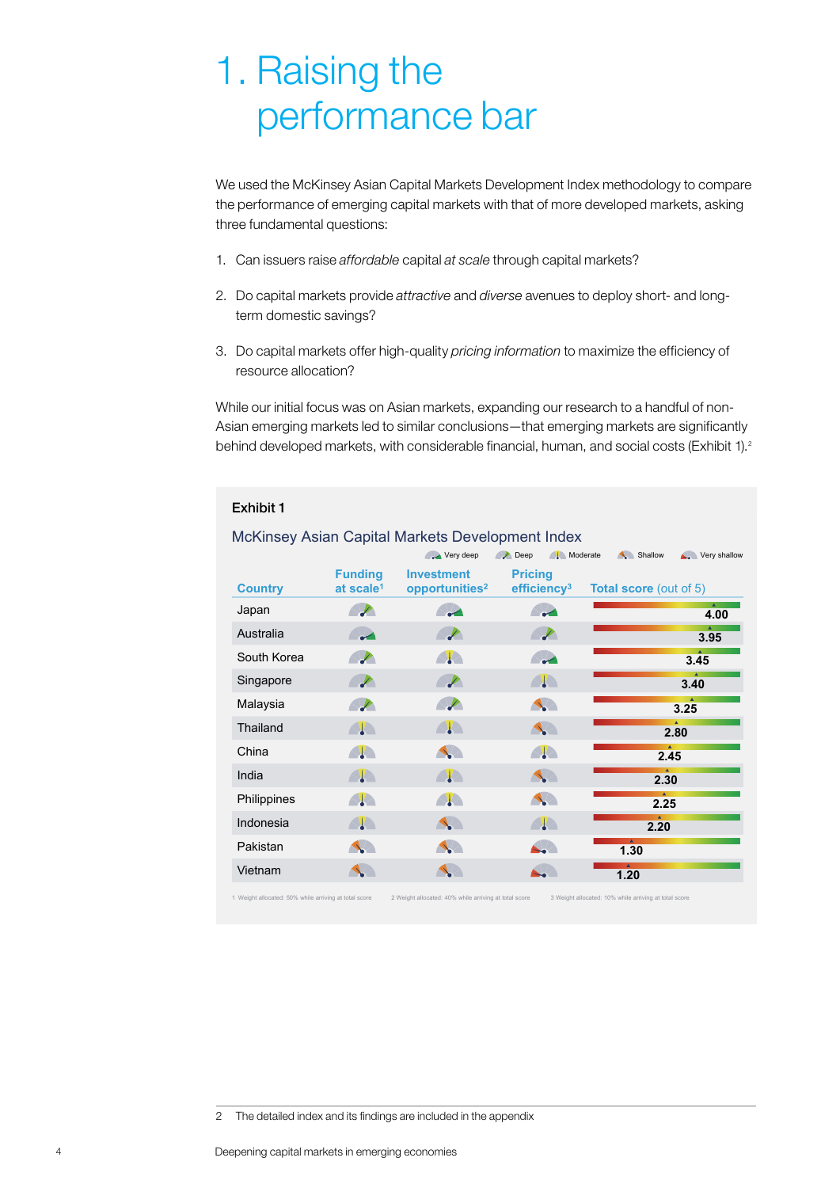# 1. Raising the performance bar

We used the McKinsey Asian Capital Markets Development Index methodology to compare the performance of emerging capital markets with that of more developed markets, asking three fundamental questions:

1. Can issuers raise *affordable* capital *at scale* through capital markets?
2. Do capital markets provide *attractive* and *diverse* avenues to deploy short- and long-term domestic savings?
3. Do capital markets offer high-quality *pricing information* to maximize the efficiency of resource allocation?

While our initial focus was on Asian markets, expanding our research to a handful of non-Asian emerging markets led to similar conclusions—that emerging markets are significantly behind developed markets, with considerable financial, human, and social costs (Exhibit 1).[2]

**Exhibit 1**

McKinsey Asian Capital Markets Development Index

Legend: Very deep, Deep, Moderate, Shallow, Very shallow

| Country | Funding at scale[1] | Investment opportunities[2] | Pricing efficiency[3] | Total score (out of 5) |
|---|---|---|---|---|
| Japan | Deep | Very deep | Very deep | 4.00 |
| Australia | Very deep | Deep | Deep | 3.95 |
| South Korea | Deep | Moderate | Very deep | 3.45 |
| Singapore | Deep | Deep | Moderate | 3.40 |
| Malaysia | Deep | Deep | Shallow | 3.25 |
| Thailand | Moderate | Moderate | Shallow | 2.80 |
| China | Moderate | Shallow | Moderate | 2.45 |
| India | Moderate | Moderate | Shallow | 2.30 |
| Philippines | Moderate | Moderate | Shallow | 2.25 |
| Indonesia | Moderate | Shallow | Moderate | 2.20 |
| Pakistan | Shallow | Shallow | Very shallow | 1.30 |
| Vietnam | Shallow | Shallow | Very shallow | 1.20 |

1 Weight allocated: 50% while arriving at total score 2 Weight allocated: 40% while arriving at total score 3 Weight allocated: 10% while arriving at total score

2 The detailed index and its findings are included in the appendix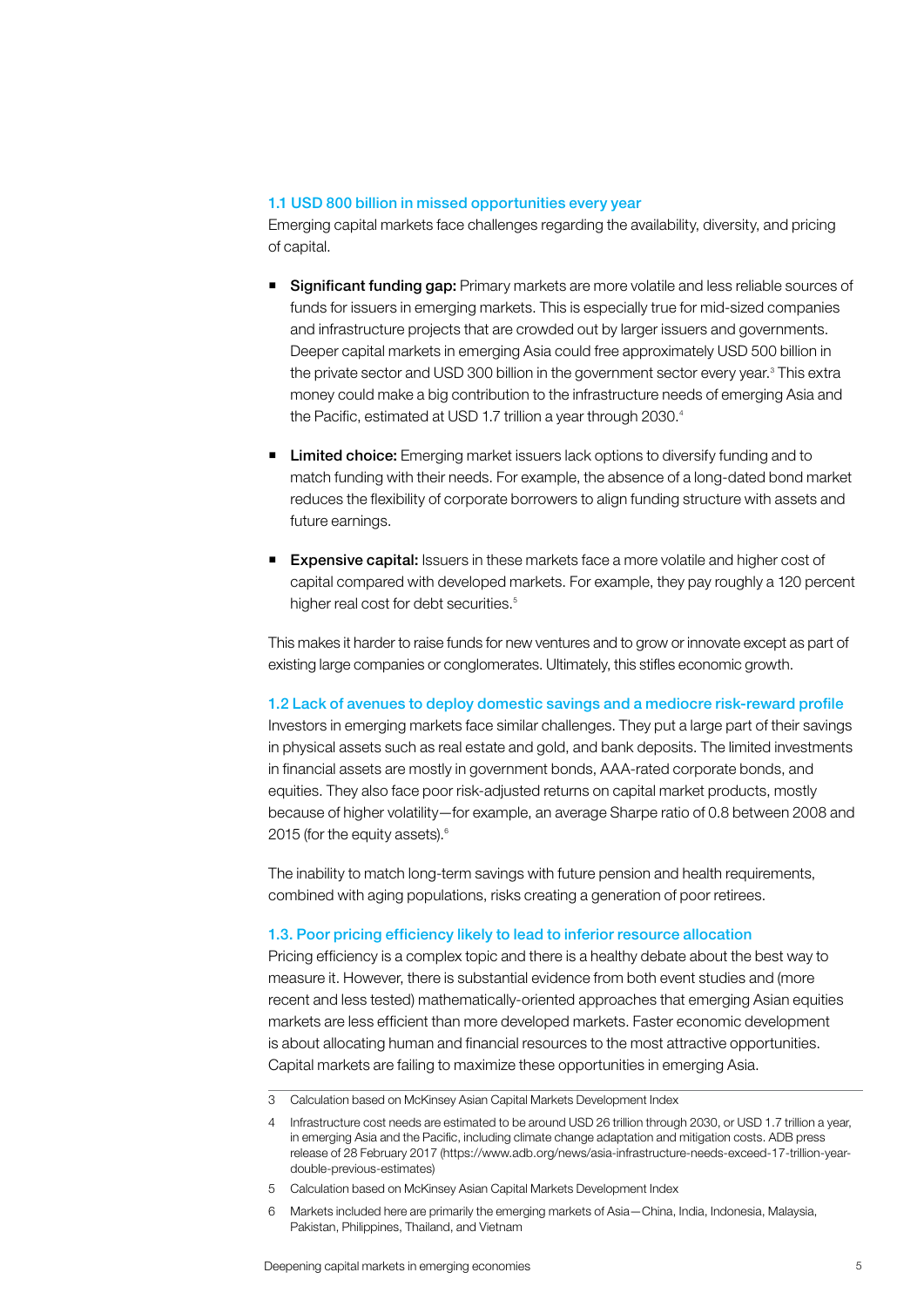### 1.1 USD 800 billion in missed opportunities every year

Emerging capital markets face challenges regarding the availability, diversity, and pricing of capital.

- **Significant funding gap:** Primary markets are more volatile and less reliable sources of funds for issuers in emerging markets. This is especially true for mid-sized companies and infrastructure projects that are crowded out by larger issuers and governments. Deeper capital markets in emerging Asia could free approximately USD 500 billion in the private sector and USD 300 billion in the government sector every year.[3] This extra money could make a big contribution to the infrastructure needs of emerging Asia and the Pacific, estimated at USD 1.7 trillion a year through 2030.[4]

- **Limited choice:** Emerging market issuers lack options to diversify funding and to match funding with their needs. For example, the absence of a long-dated bond market reduces the flexibility of corporate borrowers to align funding structure with assets and future earnings.

- **Expensive capital:** Issuers in these markets face a more volatile and higher cost of capital compared with developed markets. For example, they pay roughly a 120 percent higher real cost for debt securities.[5]

This makes it harder to raise funds for new ventures and to grow or innovate except as part of existing large companies or conglomerates. Ultimately, this stifles economic growth.

### 1.2 Lack of avenues to deploy domestic savings and a mediocre risk-reward profile

Investors in emerging markets face similar challenges. They put a large part of their savings in physical assets such as real estate and gold, and bank deposits. The limited investments in financial assets are mostly in government bonds, AAA-rated corporate bonds, and equities. They also face poor risk-adjusted returns on capital market products, mostly because of higher volatility—for example, an average Sharpe ratio of 0.8 between 2008 and 2015 (for the equity assets).[6]

The inability to match long-term savings with future pension and health requirements, combined with aging populations, risks creating a generation of poor retirees.

### 1.3. Poor pricing efficiency likely to lead to inferior resource allocation

Pricing efficiency is a complex topic and there is a healthy debate about the best way to measure it. However, there is substantial evidence from both event studies and (more recent and less tested) mathematically-oriented approaches that emerging Asian equities markets are less efficient than more developed markets. Faster economic development is about allocating human and financial resources to the most attractive opportunities. Capital markets are failing to maximize these opportunities in emerging Asia.

---

3 Calculation based on McKinsey Asian Capital Markets Development Index

4 Infrastructure cost needs are estimated to be around USD 26 trillion through 2030, or USD 1.7 trillion a year, in emerging Asia and the Pacific, including climate change adaptation and mitigation costs. ADB press release of 28 February 2017 (https://www.adb.org/news/asia-infrastructure-needs-exceed-17-trillion-year-double-previous-estimates)

5 Calculation based on McKinsey Asian Capital Markets Development Index

6 Markets included here are primarily the emerging markets of Asia—China, India, Indonesia, Malaysia, Pakistan, Philippines, Thailand, and Vietnam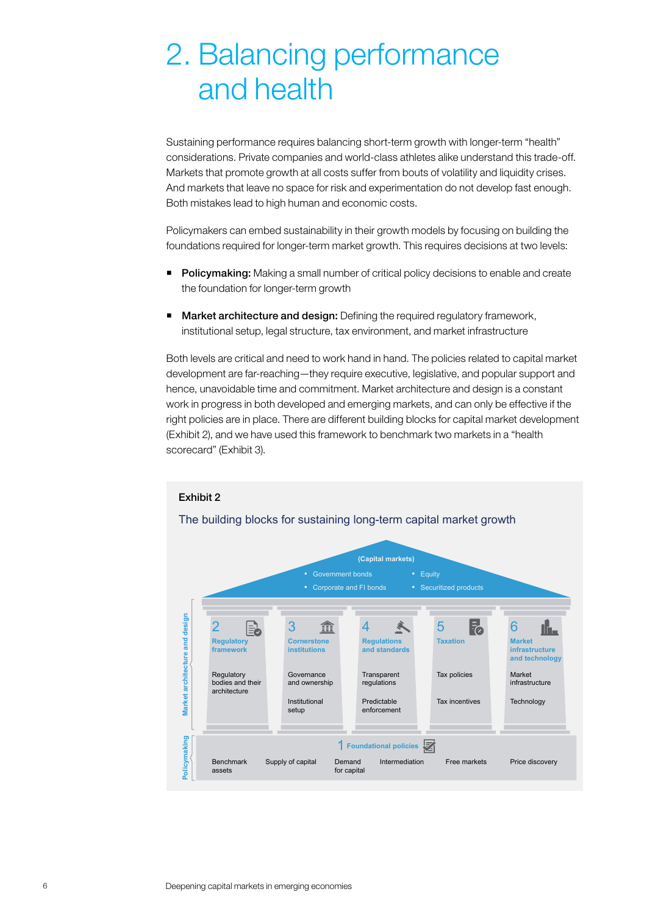# 2. Balancing performance and health

Sustaining performance requires balancing short-term growth with longer-term "health" considerations. Private companies and world-class athletes alike understand this trade-off. Markets that promote growth at all costs suffer from bouts of volatility and liquidity crises. And markets that leave no space for risk and experimentation do not develop fast enough. Both mistakes lead to high human and economic costs.

Policymakers can embed sustainability in their growth models by focusing on building the foundations required for longer-term market growth. This requires decisions at two levels:

- **Policymaking:** Making a small number of critical policy decisions to enable and create the foundation for longer-term growth
- **Market architecture and design:** Defining the required regulatory framework, institutional setup, legal structure, tax environment, and market infrastructure

Both levels are critical and need to work hand in hand. The policies related to capital market development are far-reaching—they require executive, legislative, and popular support and hence, unavoidable time and commitment. Market architecture and design is a constant work in progress in both developed and emerging markets, and can only be effective if the right policies are in place. There are different building blocks for capital market development (Exhibit 2), and we have used this framework to benchmark two markets in a "health scorecard" (Exhibit 3).

**Exhibit 2**

The building blocks for sustaining long-term capital market growth

(Capital markets)
- Government bonds
- Corporate and FI bonds
- Equity
- Securitized products

Market architecture and design

| 2 Regulatory framework | 3 Cornerstone institutions | 4 Regulations and standards | 5 Taxation | 6 Market infrastructure and technology |
|---|---|---|---|---|
| Regulatory bodies and their architecture | Governance and ownership | Transparent regulations | Tax policies | Market infrastructure |
| | Institutional setup | Predictable enforcement | Tax incentives | Technology |

Policymaking

1 Foundational policies: Benchmark assets · Supply of capital · Demand for capital · Intermediation · Free markets · Price discovery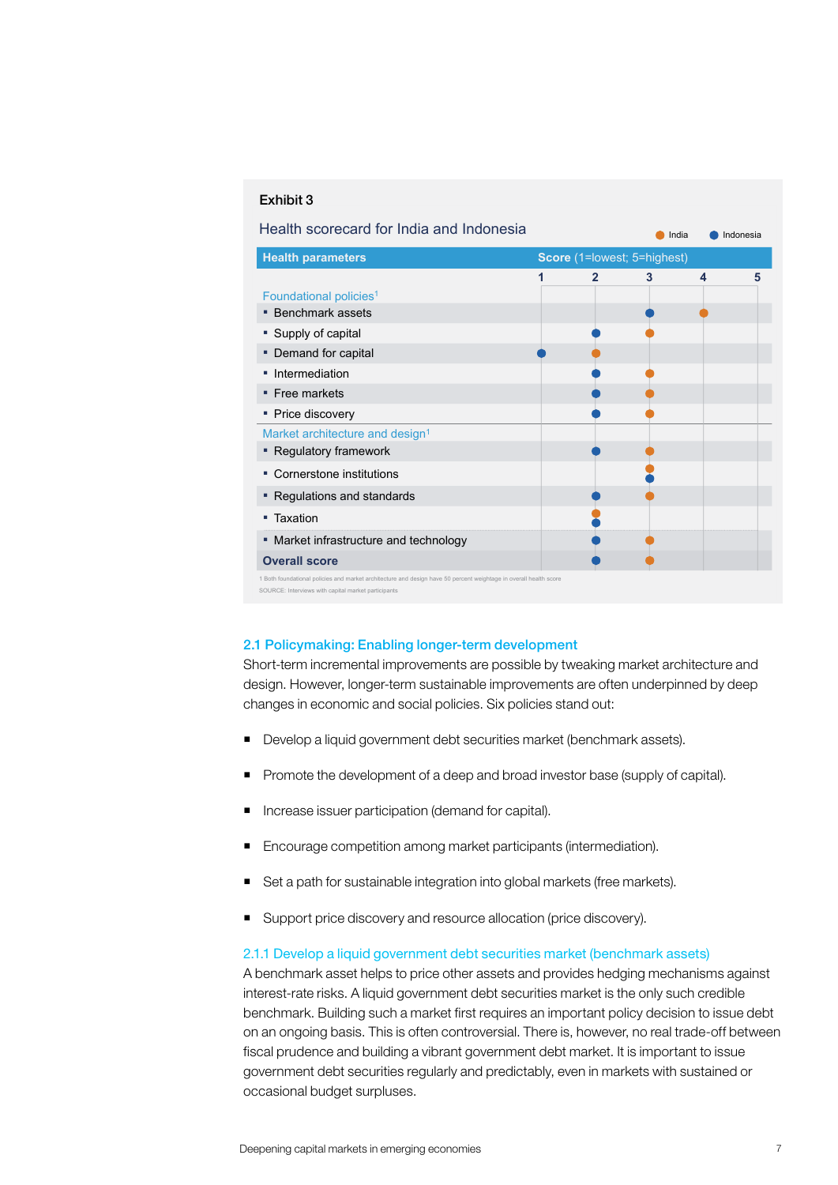**Exhibit 3**

Health scorecard for India and Indonesia

| Health parameters | India | Indonesia |
|---|---|---|
| **Foundational policies**[1] | | |
| Benchmark assets | 4 | 3 |
| Supply of capital | 3 | 2 |
| Demand for capital | 2 | 1 |
| Intermediation | 3 | 2 |
| Free markets | 3 | 2 |
| Price discovery | 3 | 2 |
| **Market architecture and design**[1] | | |
| Regulatory framework | 3 | 2 |
| Cornerstone institutions | 3 | 3 |
| Regulations and standards | 3 | 2 |
| Taxation | 2 | 2 |
| Market infrastructure and technology | 3 | 2 |
| **Overall score** | 3 | 2 |

Score (1=lowest; 5=highest)

1 Both foundational policies and market architecture and design have 50 percent weightage in overall health score

SOURCE: Interviews with capital market participants

### 2.1 Policymaking: Enabling longer-term development

Short-term incremental improvements are possible by tweaking market architecture and design. However, longer-term sustainable improvements are often underpinned by deep changes in economic and social policies. Six policies stand out:

- Develop a liquid government debt securities market (benchmark assets).
- Promote the development of a deep and broad investor base (supply of capital).
- Increase issuer participation (demand for capital).
- Encourage competition among market participants (intermediation).
- Set a path for sustainable integration into global markets (free markets).
- Support price discovery and resource allocation (price discovery).

#### 2.1.1 Develop a liquid government debt securities market (benchmark assets)

A benchmark asset helps to price other assets and provides hedging mechanisms against interest-rate risks. A liquid government debt securities market is the only such credible benchmark. Building such a market first requires an important policy decision to issue debt on an ongoing basis. This is often controversial. There is, however, no real trade-off between fiscal prudence and building a vibrant government debt market. It is important to issue government debt securities regularly and predictably, even in markets with sustained or occasional budget surpluses.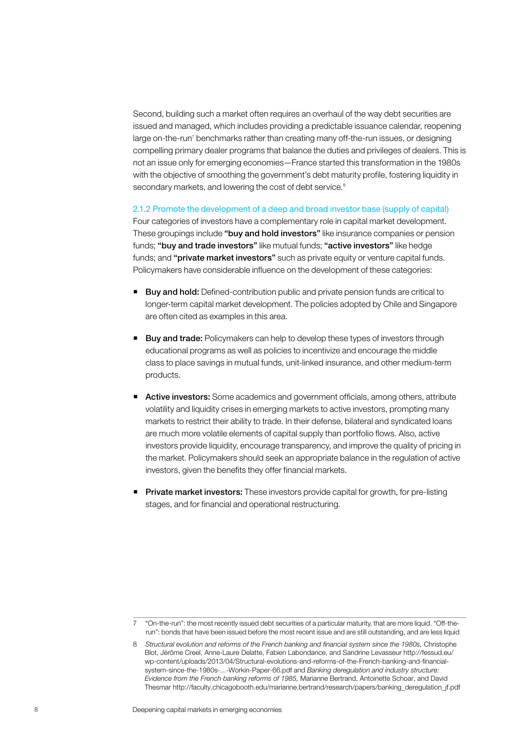Second, building such a market often requires an overhaul of the way debt securities are issued and managed, which includes providing a predictable issuance calendar, reopening large on-the-run[7] benchmarks rather than creating many off-the-run issues, or designing compelling primary dealer programs that balance the duties and privileges of dealers. This is not an issue only for emerging economies—France started this transformation in the 1980s with the objective of smoothing the government's debt maturity profile, fostering liquidity in secondary markets, and lowering the cost of debt service.[8]

### 2.1.2 Promote the development of a deep and broad investor base (supply of capital)

Four categories of investors have a complementary role in capital market development. These groupings include **"buy and hold investors"** like insurance companies or pension funds; **"buy and trade investors"** like mutual funds; **"active investors"** like hedge funds; and **"private market investors"** such as private equity or venture capital funds. Policymakers have considerable influence on the development of these categories:

- **Buy and hold:** Defined-contribution public and private pension funds are critical to longer-term capital market development. The policies adopted by Chile and Singapore are often cited as examples in this area.

- **Buy and trade:** Policymakers can help to develop these types of investors through educational programs as well as policies to incentivize and encourage the middle class to place savings in mutual funds, unit-linked insurance, and other medium-term products.

- **Active investors:** Some academics and government officials, among others, attribute volatility and liquidity crises in emerging markets to active investors, prompting many markets to restrict their ability to trade. In their defense, bilateral and syndicated loans are much more volatile elements of capital supply than portfolio flows. Also, active investors provide liquidity, encourage transparency, and improve the quality of pricing in the market. Policymakers should seek an appropriate balance in the regulation of active investors, given the benefits they offer financial markets.

- **Private market investors:** These investors provide capital for growth, for pre-listing stages, and for financial and operational restructuring.

---

7 "On-the-run": the most recently issued debt securities of a particular maturity, that are more liquid. "Off-the-run": bonds that have been issued before the most recent issue and are still outstanding, and are less liquid

8 *Structural evolution and reforms of the French banking and financial system since the 1980s,* Christophe Blot, Jérôme Creel, Anne-Laure Delatte, Fabien Labondance, and Sandrine Levasseur http://fessud.eu/wp-content/uploads/2013/04/Structural-evolutions-and-reforms-of-the-French-banking-and-financial-system-since-the-1980s-...-Workin-Paper-66.pdf and *Banking deregulation and industry structure: Evidence from the French banking reforms of 1985,* Marianne Bertrand, Antoinette Schoar, and David Thesmar http://faculty.chicagobooth.edu/marianne.bertrand/research/papers/banking_deregulation_jf.pdf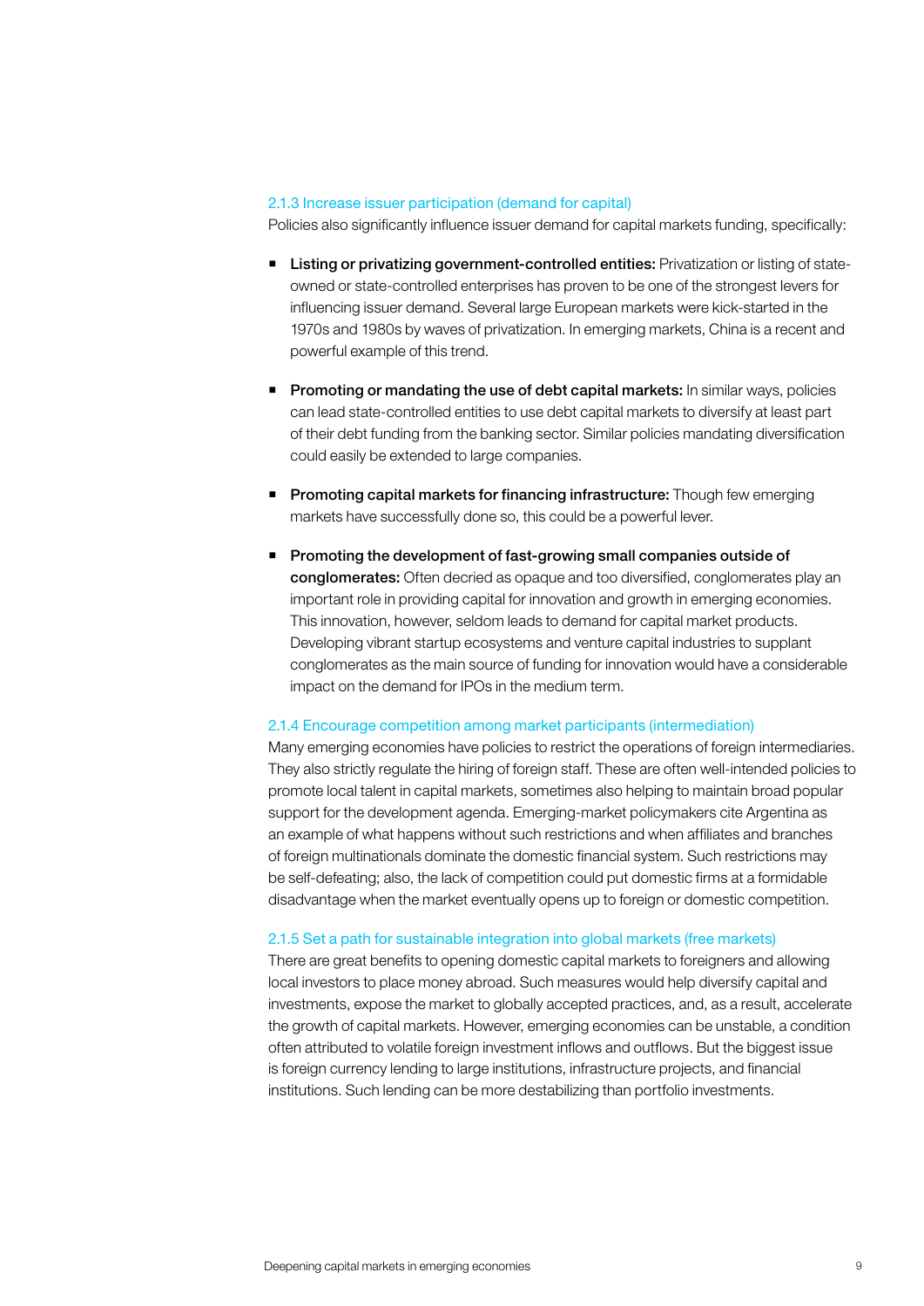### 2.1.3 Increase issuer participation (demand for capital)

Policies also significantly influence issuer demand for capital markets funding, specifically:

- **Listing or privatizing government-controlled entities:** Privatization or listing of state-owned or state-controlled enterprises has proven to be one of the strongest levers for influencing issuer demand. Several large European markets were kick-started in the 1970s and 1980s by waves of privatization. In emerging markets, China is a recent and powerful example of this trend.

- **Promoting or mandating the use of debt capital markets:** In similar ways, policies can lead state-controlled entities to use debt capital markets to diversify at least part of their debt funding from the banking sector. Similar policies mandating diversification could easily be extended to large companies.

- **Promoting capital markets for financing infrastructure:** Though few emerging markets have successfully done so, this could be a powerful lever.

- **Promoting the development of fast-growing small companies outside of conglomerates:** Often decried as opaque and too diversified, conglomerates play an important role in providing capital for innovation and growth in emerging economies. This innovation, however, seldom leads to demand for capital market products. Developing vibrant startup ecosystems and venture capital industries to supplant conglomerates as the main source of funding for innovation would have a considerable impact on the demand for IPOs in the medium term.

### 2.1.4 Encourage competition among market participants (intermediation)

Many emerging economies have policies to restrict the operations of foreign intermediaries. They also strictly regulate the hiring of foreign staff. These are often well-intended policies to promote local talent in capital markets, sometimes also helping to maintain broad popular support for the development agenda. Emerging-market policymakers cite Argentina as an example of what happens without such restrictions and when affiliates and branches of foreign multinationals dominate the domestic financial system. Such restrictions may be self-defeating; also, the lack of competition could put domestic firms at a formidable disadvantage when the market eventually opens up to foreign or domestic competition.

### 2.1.5 Set a path for sustainable integration into global markets (free markets)

There are great benefits to opening domestic capital markets to foreigners and allowing local investors to place money abroad. Such measures would help diversify capital and investments, expose the market to globally accepted practices, and, as a result, accelerate the growth of capital markets. However, emerging economies can be unstable, a condition often attributed to volatile foreign investment inflows and outflows. But the biggest issue is foreign currency lending to large institutions, infrastructure projects, and financial institutions. Such lending can be more destabilizing than portfolio investments.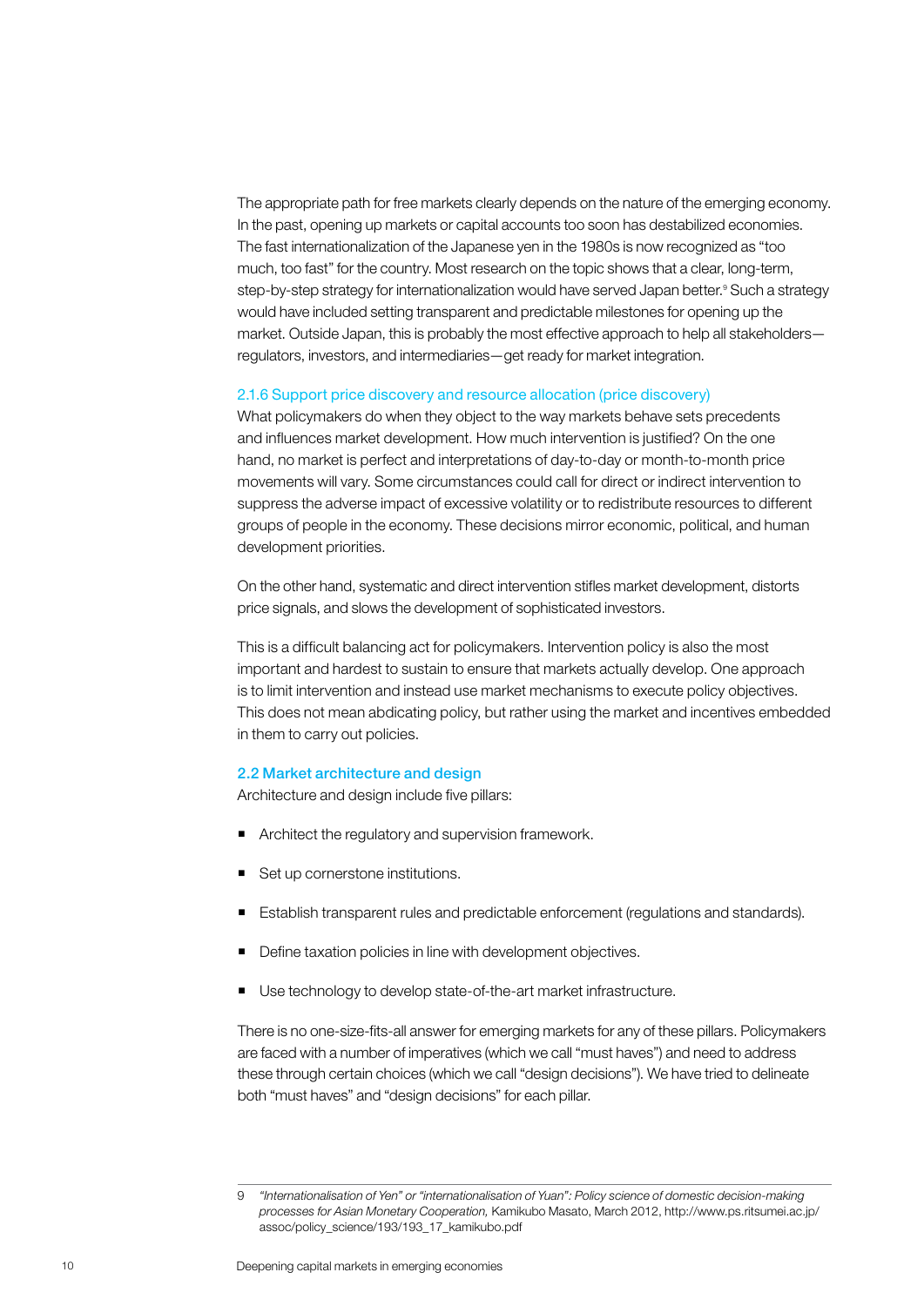The appropriate path for free markets clearly depends on the nature of the emerging economy. In the past, opening up markets or capital accounts too soon has destabilized economies. The fast internationalization of the Japanese yen in the 1980s is now recognized as "too much, too fast" for the country. Most research on the topic shows that a clear, long-term, step-by-step strategy for internationalization would have served Japan better.[9] Such a strategy would have included setting transparent and predictable milestones for opening up the market. Outside Japan, this is probably the most effective approach to help all stakeholders—regulators, investors, and intermediaries—get ready for market integration.

### 2.1.6 Support price discovery and resource allocation (price discovery)

What policymakers do when they object to the way markets behave sets precedents and influences market development. How much intervention is justified? On the one hand, no market is perfect and interpretations of day-to-day or month-to-month price movements will vary. Some circumstances could call for direct or indirect intervention to suppress the adverse impact of excessive volatility or to redistribute resources to different groups of people in the economy. These decisions mirror economic, political, and human development priorities.

On the other hand, systematic and direct intervention stifles market development, distorts price signals, and slows the development of sophisticated investors.

This is a difficult balancing act for policymakers. Intervention policy is also the most important and hardest to sustain to ensure that markets actually develop. One approach is to limit intervention and instead use market mechanisms to execute policy objectives. This does not mean abdicating policy, but rather using the market and incentives embedded in them to carry out policies.

## 2.2 Market architecture and design

Architecture and design include five pillars:

- Architect the regulatory and supervision framework.
- Set up cornerstone institutions.
- Establish transparent rules and predictable enforcement (regulations and standards).
- Define taxation policies in line with development objectives.
- Use technology to develop state-of-the-art market infrastructure.

There is no one-size-fits-all answer for emerging markets for any of these pillars. Policymakers are faced with a number of imperatives (which we call "must haves") and need to address these through certain choices (which we call "design decisions"). We have tried to delineate both "must haves" and "design decisions" for each pillar.

---

9 *"Internationalisation of Yen" or "internationalisation of Yuan": Policy science of domestic decision-making processes for Asian Monetary Cooperation,* Kamikubo Masato, March 2012, http://www.ps.ritsumei.ac.jp/assoc/policy_science/193/193_17_kamikubo.pdf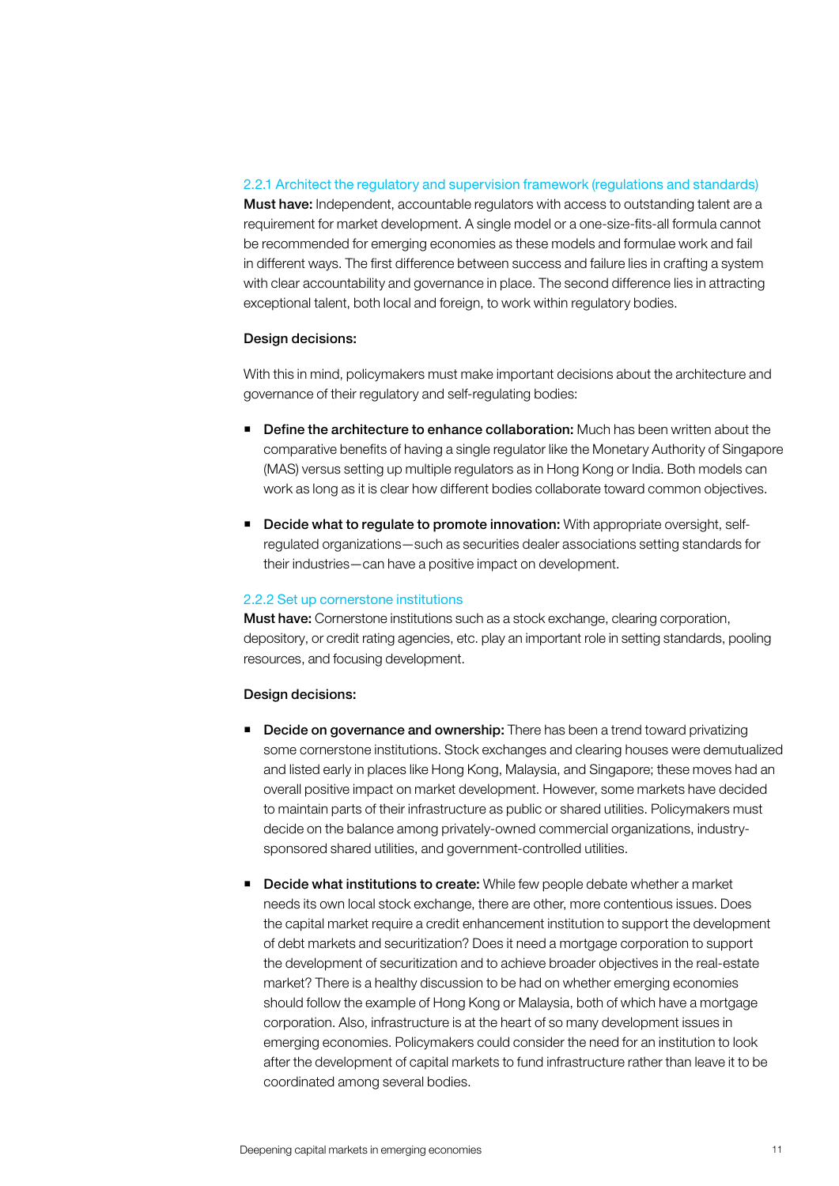### 2.2.1 Architect the regulatory and supervision framework (regulations and standards)

**Must have:** Independent, accountable regulators with access to outstanding talent are a requirement for market development. A single model or a one-size-fits-all formula cannot be recommended for emerging economies as these models and formulae work and fail in different ways. The first difference between success and failure lies in crafting a system with clear accountability and governance in place. The second difference lies in attracting exceptional talent, both local and foreign, to work within regulatory bodies.

**Design decisions:**

With this in mind, policymakers must make important decisions about the architecture and governance of their regulatory and self-regulating bodies:

- **Define the architecture to enhance collaboration:** Much has been written about the comparative benefits of having a single regulator like the Monetary Authority of Singapore (MAS) versus setting up multiple regulators as in Hong Kong or India. Both models can work as long as it is clear how different bodies collaborate toward common objectives.

- **Decide what to regulate to promote innovation:** With appropriate oversight, self-regulated organizations—such as securities dealer associations setting standards for their industries—can have a positive impact on development.

### 2.2.2 Set up cornerstone institutions

**Must have:** Cornerstone institutions such as a stock exchange, clearing corporation, depository, or credit rating agencies, etc. play an important role in setting standards, pooling resources, and focusing development.

**Design decisions:**

- **Decide on governance and ownership:** There has been a trend toward privatizing some cornerstone institutions. Stock exchanges and clearing houses were demutualized and listed early in places like Hong Kong, Malaysia, and Singapore; these moves had an overall positive impact on market development. However, some markets have decided to maintain parts of their infrastructure as public or shared utilities. Policymakers must decide on the balance among privately-owned commercial organizations, industry-sponsored shared utilities, and government-controlled utilities.

- **Decide what institutions to create:** While few people debate whether a market needs its own local stock exchange, there are other, more contentious issues. Does the capital market require a credit enhancement institution to support the development of debt markets and securitization? Does it need a mortgage corporation to support the development of securitization and to achieve broader objectives in the real-estate market? There is a healthy discussion to be had on whether emerging economies should follow the example of Hong Kong or Malaysia, both of which have a mortgage corporation. Also, infrastructure is at the heart of so many development issues in emerging economies. Policymakers could consider the need for an institution to look after the development of capital markets to fund infrastructure rather than leave it to be coordinated among several bodies.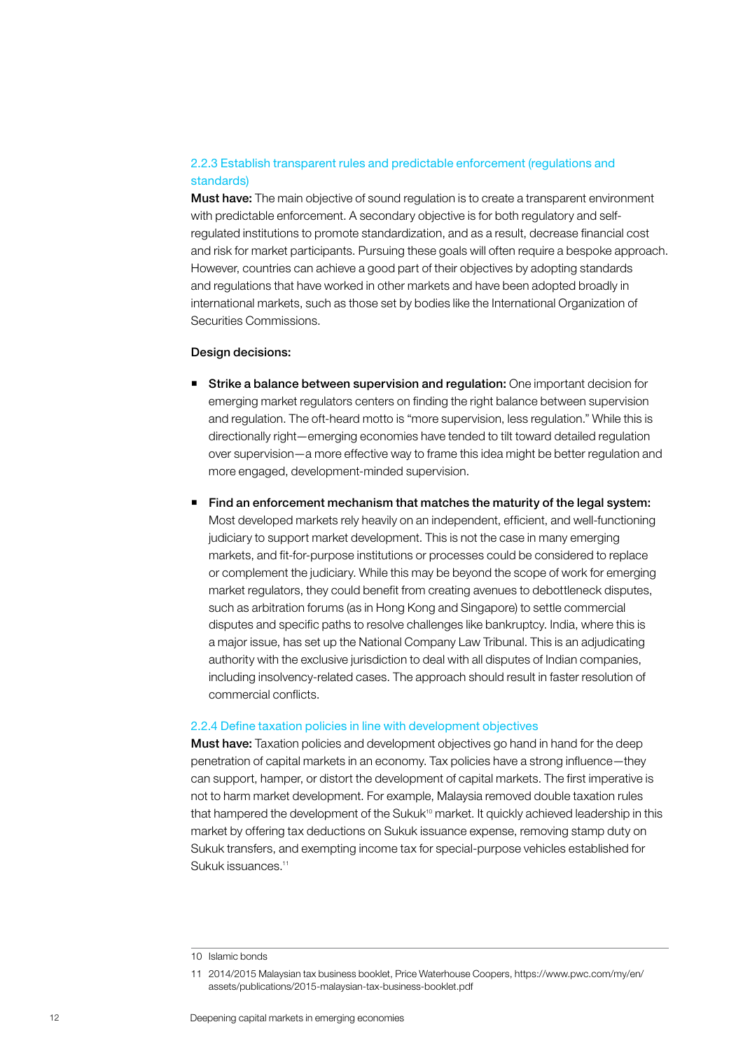### 2.2.3 Establish transparent rules and predictable enforcement (regulations and standards)

**Must have:** The main objective of sound regulation is to create a transparent environment with predictable enforcement. A secondary objective is for both regulatory and self-regulated institutions to promote standardization, and as a result, decrease financial cost and risk for market participants. Pursuing these goals will often require a bespoke approach. However, countries can achieve a good part of their objectives by adopting standards and regulations that have worked in other markets and have been adopted broadly in international markets, such as those set by bodies like the International Organization of Securities Commissions.

**Design decisions:**

- **Strike a balance between supervision and regulation:** One important decision for emerging market regulators centers on finding the right balance between supervision and regulation. The oft-heard motto is "more supervision, less regulation." While this is directionally right—emerging economies have tended to tilt toward detailed regulation over supervision—a more effective way to frame this idea might be better regulation and more engaged, development-minded supervision.

- **Find an enforcement mechanism that matches the maturity of the legal system:** Most developed markets rely heavily on an independent, efficient, and well-functioning judiciary to support market development. This is not the case in many emerging markets, and fit-for-purpose institutions or processes could be considered to replace or complement the judiciary. While this may be beyond the scope of work for emerging market regulators, they could benefit from creating avenues to debottleneck disputes, such as arbitration forums (as in Hong Kong and Singapore) to settle commercial disputes and specific paths to resolve challenges like bankruptcy. India, where this is a major issue, has set up the National Company Law Tribunal. This is an adjudicating authority with the exclusive jurisdiction to deal with all disputes of Indian companies, including insolvency-related cases. The approach should result in faster resolution of commercial conflicts.

### 2.2.4 Define taxation policies in line with development objectives

**Must have:** Taxation policies and development objectives go hand in hand for the deep penetration of capital markets in an economy. Tax policies have a strong influence—they can support, hamper, or distort the development of capital markets. The first imperative is not to harm market development. For example, Malaysia removed double taxation rules that hampered the development of the Sukuk[10] market. It quickly achieved leadership in this market by offering tax deductions on Sukuk issuance expense, removing stamp duty on Sukuk transfers, and exempting income tax for special-purpose vehicles established for Sukuk issuances.[11]

---

10 Islamic bonds

11 2014/2015 Malaysian tax business booklet, Price Waterhouse Coopers, https://www.pwc.com/my/en/assets/publications/2015-malaysian-tax-business-booklet.pdf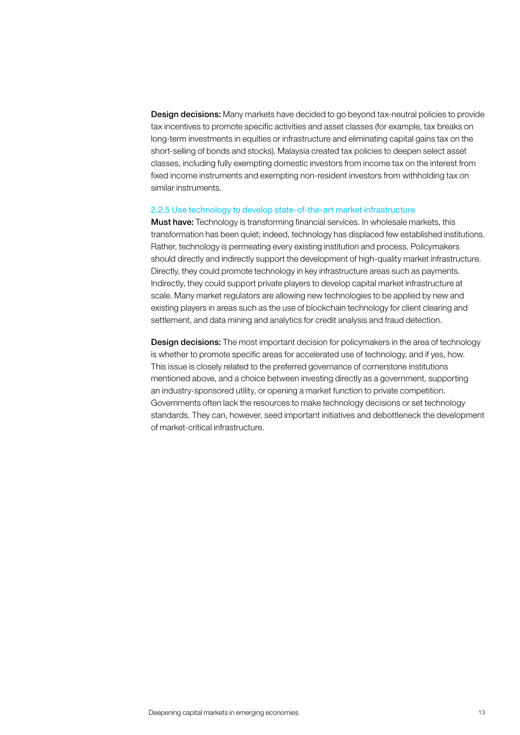**Design decisions:** Many markets have decided to go beyond tax-neutral policies to provide tax incentives to promote specific activities and asset classes (for example, tax breaks on long-term investments in equities or infrastructure and eliminating capital gains tax on the short-selling of bonds and stocks). Malaysia created tax policies to deepen select asset classes, including fully exempting domestic investors from income tax on the interest from fixed income instruments and exempting non-resident investors from withholding tax on similar instruments.

### 2.2.5 Use technology to develop state-of-the-art market infrastructure

**Must have:** Technology is transforming financial services. In wholesale markets, this transformation has been quiet; indeed, technology has displaced few established institutions. Rather, technology is permeating every existing institution and process. Policymakers should directly and indirectly support the development of high-quality market infrastructure. Directly, they could promote technology in key infrastructure areas such as payments. Indirectly, they could support private players to develop capital market infrastructure at scale. Many market regulators are allowing new technologies to be applied by new and existing players in areas such as the use of blockchain technology for client clearing and settlement, and data mining and analytics for credit analysis and fraud detection.

**Design decisions:** The most important decision for policymakers in the area of technology is whether to promote specific areas for accelerated use of technology, and if yes, how. This issue is closely related to the preferred governance of cornerstone institutions mentioned above, and a choice between investing directly as a government, supporting an industry-sponsored utility, or opening a market function to private competition. Governments often lack the resources to make technology decisions or set technology standards. They can, however, seed important initiatives and debottleneck the development of market-critical infrastructure.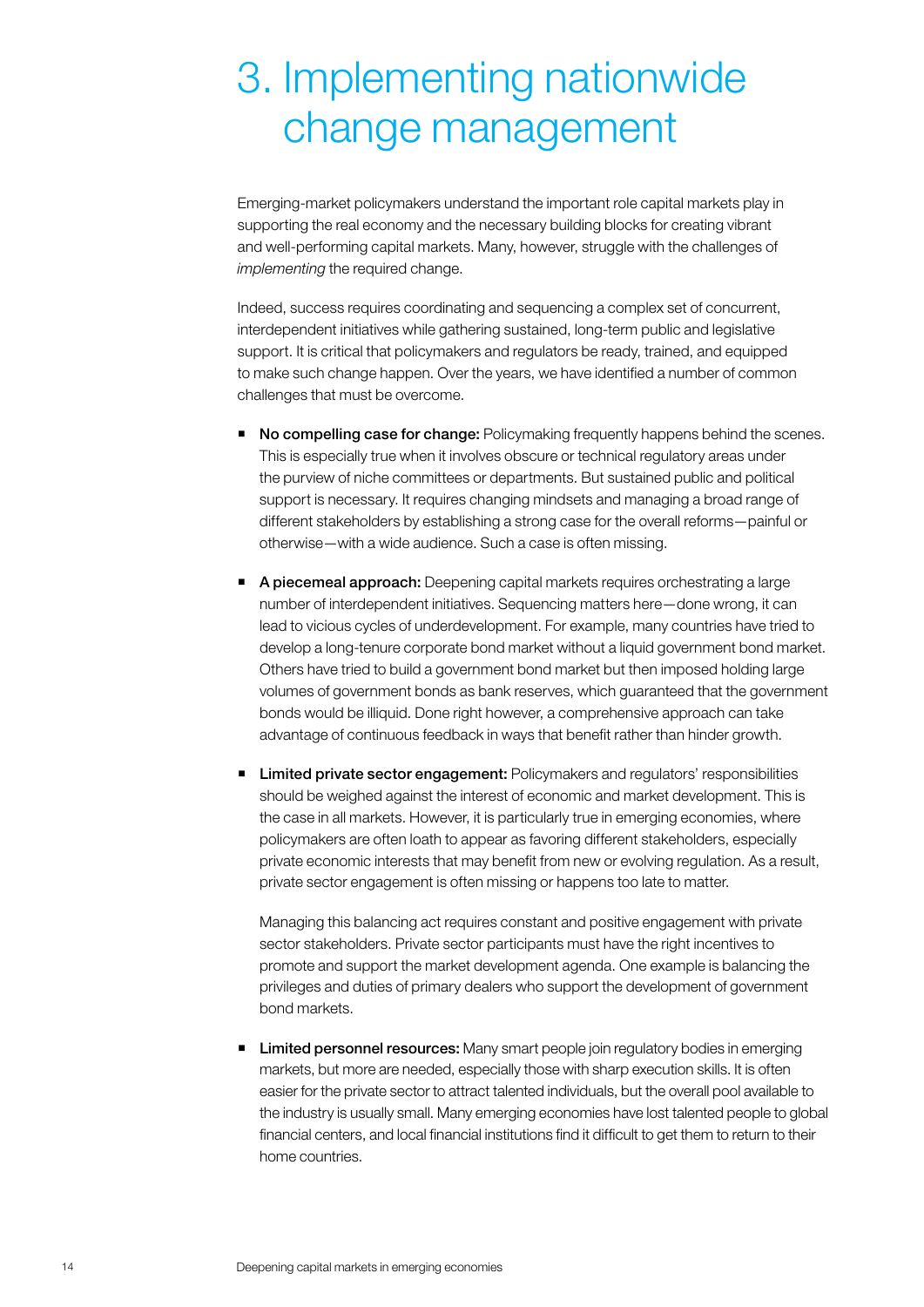# 3. Implementing nationwide change management

Emerging-market policymakers understand the important role capital markets play in supporting the real economy and the necessary building blocks for creating vibrant and well-performing capital markets. Many, however, struggle with the challenges of *implementing* the required change.

Indeed, success requires coordinating and sequencing a complex set of concurrent, interdependent initiatives while gathering sustained, long-term public and legislative support. It is critical that policymakers and regulators be ready, trained, and equipped to make such change happen. Over the years, we have identified a number of common challenges that must be overcome.

- **No compelling case for change:** Policymaking frequently happens behind the scenes. This is especially true when it involves obscure or technical regulatory areas under the purview of niche committees or departments. But sustained public and political support is necessary. It requires changing mindsets and managing a broad range of different stakeholders by establishing a strong case for the overall reforms—painful or otherwise—with a wide audience. Such a case is often missing.

- **A piecemeal approach:** Deepening capital markets requires orchestrating a large number of interdependent initiatives. Sequencing matters here—done wrong, it can lead to vicious cycles of underdevelopment. For example, many countries have tried to develop a long-tenure corporate bond market without a liquid government bond market. Others have tried to build a government bond market but then imposed holding large volumes of government bonds as bank reserves, which guaranteed that the government bonds would be illiquid. Done right however, a comprehensive approach can take advantage of continuous feedback in ways that benefit rather than hinder growth.

- **Limited private sector engagement:** Policymakers and regulators' responsibilities should be weighed against the interest of economic and market development. This is the case in all markets. However, it is particularly true in emerging economies, where policymakers are often loath to appear as favoring different stakeholders, especially private economic interests that may benefit from new or evolving regulation. As a result, private sector engagement is often missing or happens too late to matter.

  Managing this balancing act requires constant and positive engagement with private sector stakeholders. Private sector participants must have the right incentives to promote and support the market development agenda. One example is balancing the privileges and duties of primary dealers who support the development of government bond markets.

- **Limited personnel resources:** Many smart people join regulatory bodies in emerging markets, but more are needed, especially those with sharp execution skills. It is often easier for the private sector to attract talented individuals, but the overall pool available to the industry is usually small. Many emerging economies have lost talented people to global financial centers, and local financial institutions find it difficult to get them to return to their home countries.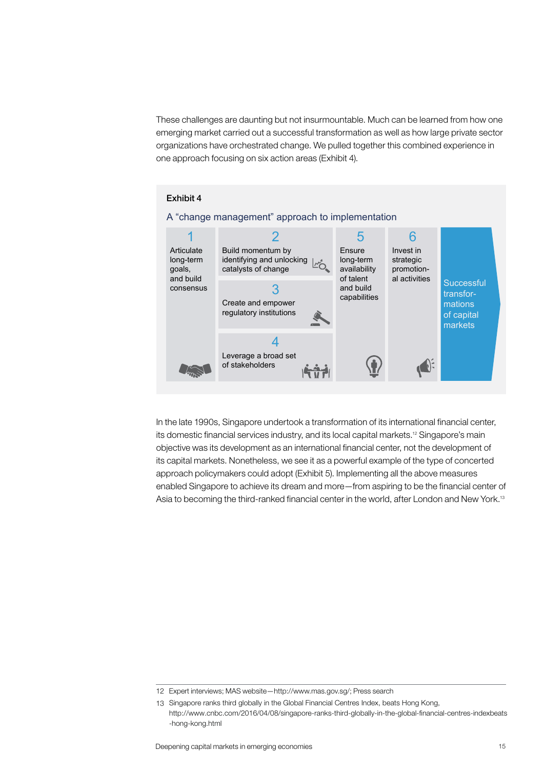These challenges are daunting but not insurmountable. Much can be learned from how one emerging market carried out a successful transformation as well as how large private sector organizations have orchestrated change. We pulled together this combined experience in one approach focusing on six action areas (Exhibit 4).

**Exhibit 4**

**A "change management" approach to implementation**

1. Articulate long-term goals, and build consensus
2. Build momentum by identifying and unlocking catalysts of change
3. Create and empower regulatory institutions
4. Leverage a broad set of stakeholders
5. Ensure long-term availability of talent and build capabilities
6. Invest in strategic promotional activities

→ Successful transformations of capital markets

In the late 1990s, Singapore undertook a transformation of its international financial center, its domestic financial services industry, and its local capital markets.[12] Singapore's main objective was its development as an international financial center, not the development of its capital markets. Nonetheless, we see it as a powerful example of the type of concerted approach policymakers could adopt (Exhibit 5). Implementing all the above measures enabled Singapore to achieve its dream and more—from aspiring to be the financial center of Asia to becoming the third-ranked financial center in the world, after London and New York.[13]

---

12 Expert interviews; MAS website—http://www.mas.gov.sg/; Press search

13 Singapore ranks third globally in the Global Financial Centres Index, beats Hong Kong, http://www.cnbc.com/2016/04/08/singapore-ranks-third-globally-in-the-global-financial-centres-indexbeats-hong-kong.html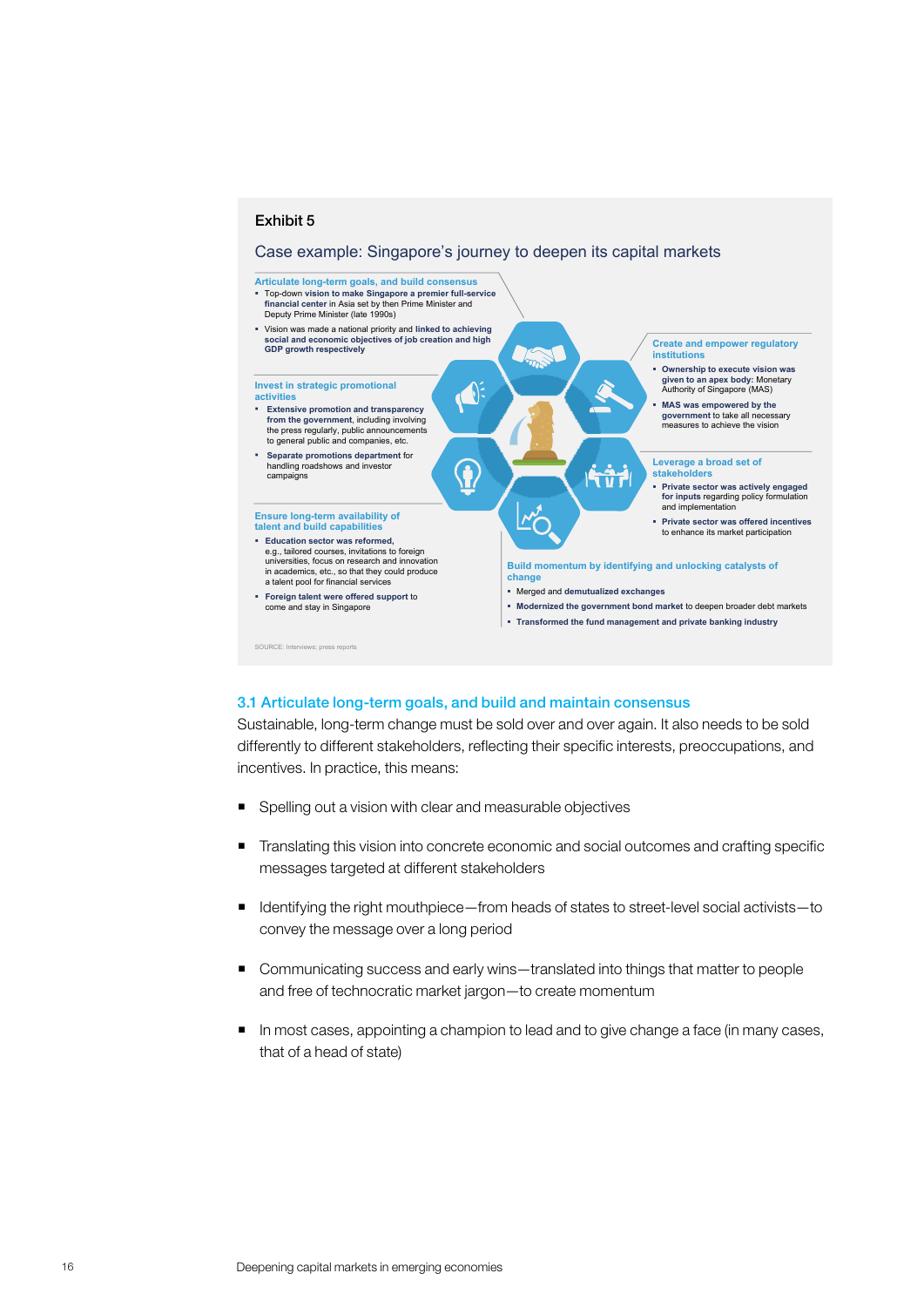Exhibit 5

Case example: Singapore's journey to deepen its capital markets

**Articulate long-term goals, and build consensus**

- Top-down **vision to make Singapore a premier full-service financial center** in Asia set by then Prime Minister and Deputy Prime Minister (late 1990s)
- Vision was made a national priority and **linked to achieving social and economic objectives of job creation and high GDP growth respectively**

**Create and empower regulatory institutions**

- **Ownership to execute vision was given to an apex body:** Monetary Authority of Singapore (MAS)
- **MAS was empowered by the government** to take all necessary measures to achieve the vision

**Invest in strategic promotional activities**

- **Extensive promotion and transparency from the government**, including involving the press regularly, public announcements to general public and companies, etc.
- **Separate promotions department** for handling roadshows and investor campaigns

**Leverage a broad set of stakeholders**

- **Private sector was actively engaged for inputs** regarding policy formulation and implementation
- **Private sector was offered incentives** to enhance its market participation

**Ensure long-term availability of talent and build capabilities**

- **Education sector was reformed,** e.g., tailored courses, invitations to foreign universities, focus on research and innovation in academics, etc., so that they could produce a talent pool for financial services
- **Foreign talent were offered support** to come and stay in Singapore

**Build momentum by identifying and unlocking catalysts of change**

- Merged and **demutualized exchanges**
- **Modernized the government bond market** to deepen broader debt markets
- **Transformed the fund management and private banking industry**

SOURCE: Interviews; press reports

### 3.1 Articulate long-term goals, and build and maintain consensus

Sustainable, long-term change must be sold over and over again. It also needs to be sold differently to different stakeholders, reflecting their specific interests, preoccupations, and incentives. In practice, this means:

- Spelling out a vision with clear and measurable objectives
- Translating this vision into concrete economic and social outcomes and crafting specific messages targeted at different stakeholders
- Identifying the right mouthpiece—from heads of states to street-level social activists—to convey the message over a long period
- Communicating success and early wins—translated into things that matter to people and free of technocratic market jargon—to create momentum
- In most cases, appointing a champion to lead and to give change a face (in many cases, that of a head of state)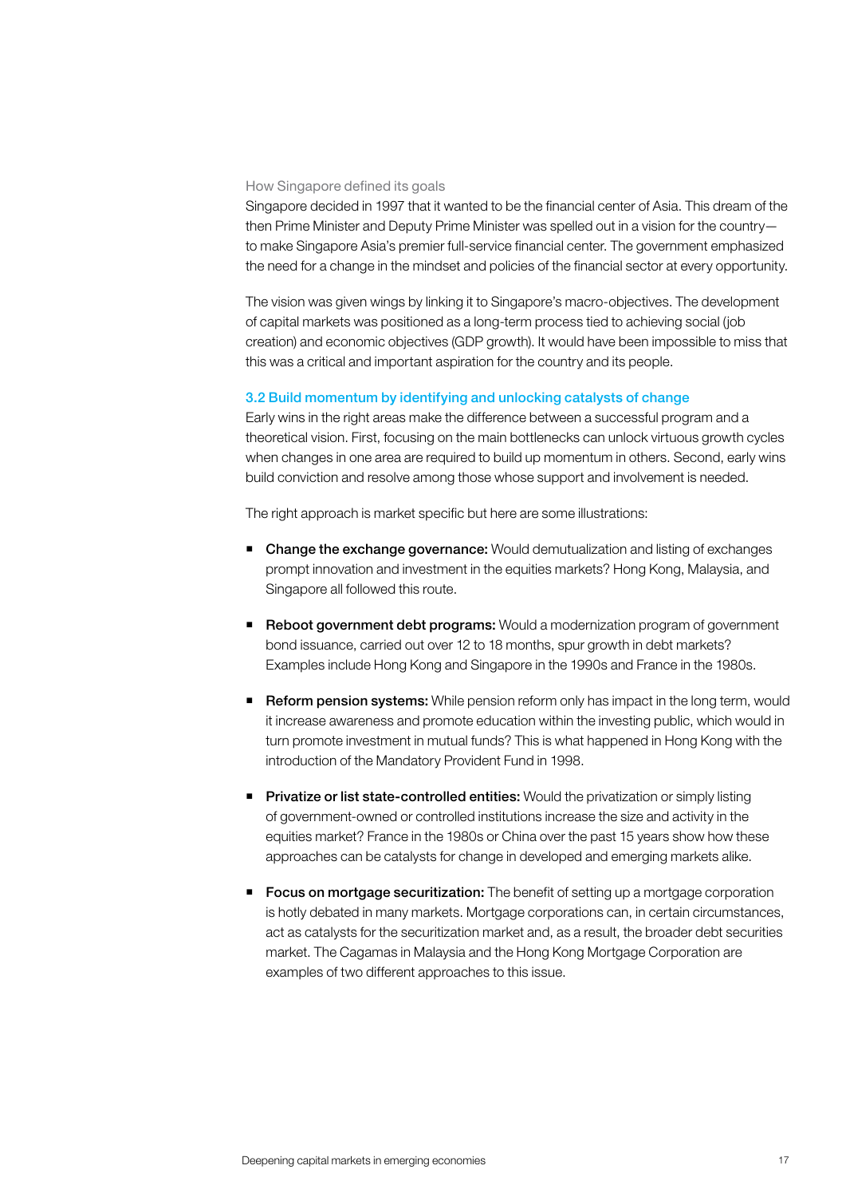How Singapore defined its goals

Singapore decided in 1997 that it wanted to be the financial center of Asia. This dream of the then Prime Minister and Deputy Prime Minister was spelled out in a vision for the country—to make Singapore Asia's premier full-service financial center. The government emphasized the need for a change in the mindset and policies of the financial sector at every opportunity.

The vision was given wings by linking it to Singapore's macro-objectives. The development of capital markets was positioned as a long-term process tied to achieving social (job creation) and economic objectives (GDP growth). It would have been impossible to miss that this was a critical and important aspiration for the country and its people.

### 3.2 Build momentum by identifying and unlocking catalysts of change

Early wins in the right areas make the difference between a successful program and a theoretical vision. First, focusing on the main bottlenecks can unlock virtuous growth cycles when changes in one area are required to build up momentum in others. Second, early wins build conviction and resolve among those whose support and involvement is needed.

The right approach is market specific but here are some illustrations:

- **Change the exchange governance:** Would demutualization and listing of exchanges prompt innovation and investment in the equities markets? Hong Kong, Malaysia, and Singapore all followed this route.
- **Reboot government debt programs:** Would a modernization program of government bond issuance, carried out over 12 to 18 months, spur growth in debt markets? Examples include Hong Kong and Singapore in the 1990s and France in the 1980s.
- **Reform pension systems:** While pension reform only has impact in the long term, would it increase awareness and promote education within the investing public, which would in turn promote investment in mutual funds? This is what happened in Hong Kong with the introduction of the Mandatory Provident Fund in 1998.
- **Privatize or list state-controlled entities:** Would the privatization or simply listing of government-owned or controlled institutions increase the size and activity in the equities market? France in the 1980s or China over the past 15 years show how these approaches can be catalysts for change in developed and emerging markets alike.
- **Focus on mortgage securitization:** The benefit of setting up a mortgage corporation is hotly debated in many markets. Mortgage corporations can, in certain circumstances, act as catalysts for the securitization market and, as a result, the broader debt securities market. The Cagamas in Malaysia and the Hong Kong Mortgage Corporation are examples of two different approaches to this issue.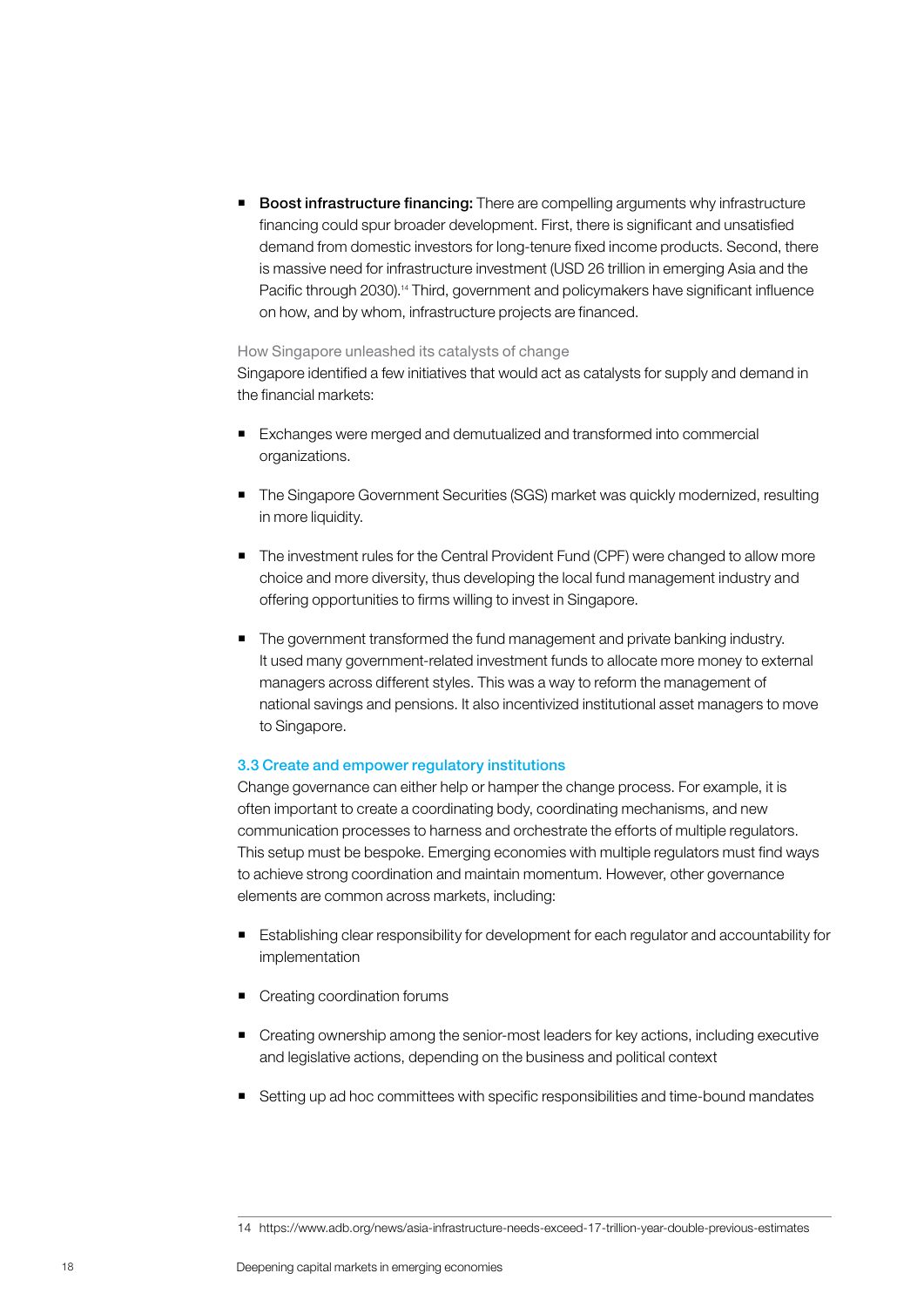- **Boost infrastructure financing:** There are compelling arguments why infrastructure financing could spur broader development. First, there is significant and unsatisfied demand from domestic investors for long-tenure fixed income products. Second, there is massive need for infrastructure investment (USD 26 trillion in emerging Asia and the Pacific through 2030).[14] Third, government and policymakers have significant influence on how, and by whom, infrastructure projects are financed.

How Singapore unleashed its catalysts of change

Singapore identified a few initiatives that would act as catalysts for supply and demand in the financial markets:

- Exchanges were merged and demutualized and transformed into commercial organizations.
- The Singapore Government Securities (SGS) market was quickly modernized, resulting in more liquidity.
- The investment rules for the Central Provident Fund (CPF) were changed to allow more choice and more diversity, thus developing the local fund management industry and offering opportunities to firms willing to invest in Singapore.
- The government transformed the fund management and private banking industry. It used many government-related investment funds to allocate more money to external managers across different styles. This was a way to reform the management of national savings and pensions. It also incentivized institutional asset managers to move to Singapore.

### 3.3 Create and empower regulatory institutions

Change governance can either help or hamper the change process. For example, it is often important to create a coordinating body, coordinating mechanisms, and new communication processes to harness and orchestrate the efforts of multiple regulators. This setup must be bespoke. Emerging economies with multiple regulators must find ways to achieve strong coordination and maintain momentum. However, other governance elements are common across markets, including:

- Establishing clear responsibility for development for each regulator and accountability for implementation
- Creating coordination forums
- Creating ownership among the senior-most leaders for key actions, including executive and legislative actions, depending on the business and political context
- Setting up ad hoc committees with specific responsibilities and time-bound mandates

14 https://www.adb.org/news/asia-infrastructure-needs-exceed-17-trillion-year-double-previous-estimates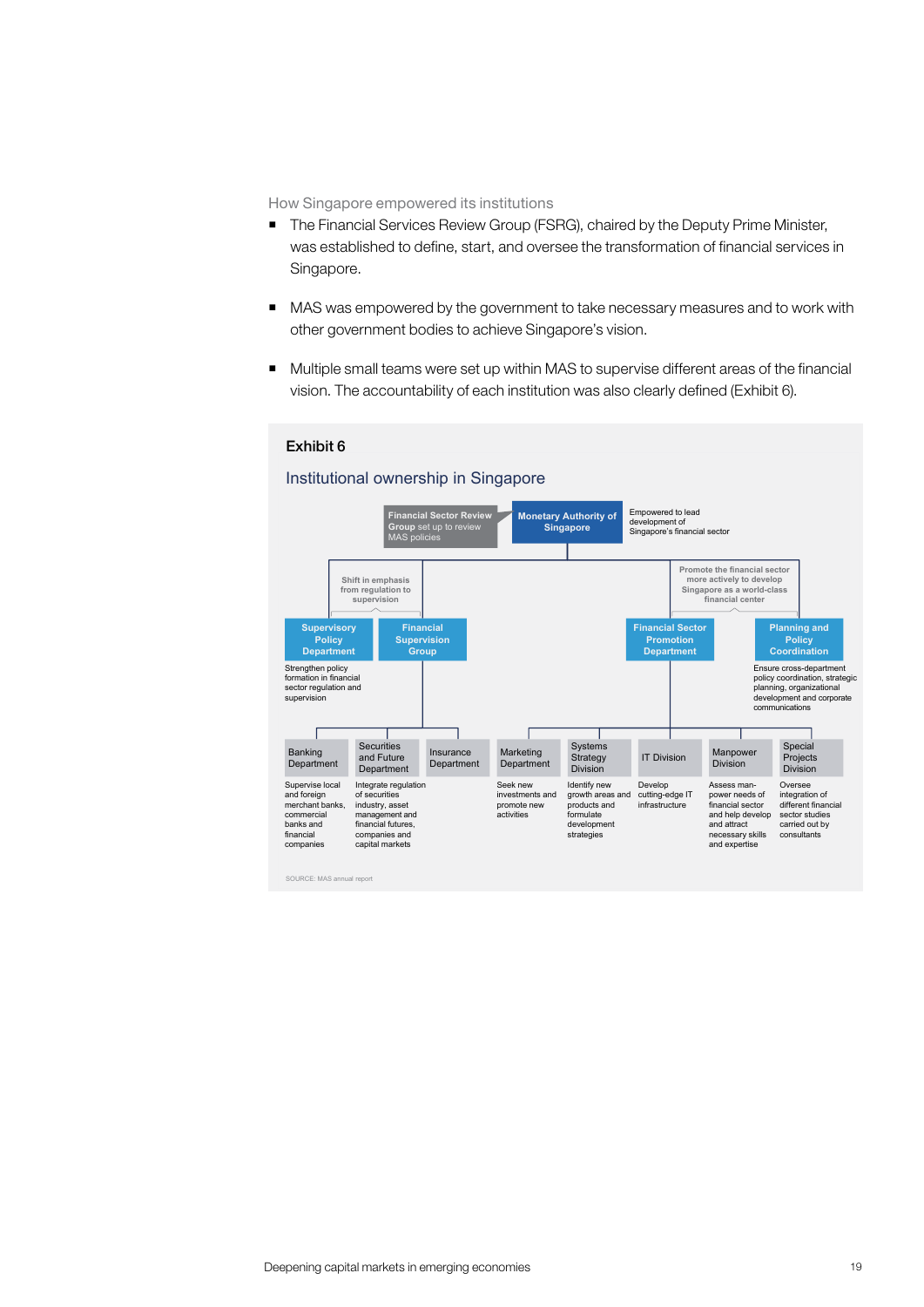How Singapore empowered its institutions

- The Financial Services Review Group (FSRG), chaired by the Deputy Prime Minister, was established to define, start, and oversee the transformation of financial services in Singapore.

- MAS was empowered by the government to take necessary measures and to work with other government bodies to achieve Singapore's vision.

- Multiple small teams were set up within MAS to supervise different areas of the financial vision. The accountability of each institution was also clearly defined (Exhibit 6).

**Exhibit 6**

## Institutional ownership in Singapore

**Financial Sector Review Group** set up to review MAS policies

**Monetary Authority of Singapore**

Empowered to lead development of Singapore's financial sector

Shift in emphasis from regulation to supervision

Promote the financial sector more actively to develop Singapore as a world-class financial center

**Supervisory Policy Department**

Strengthen policy formation in financial sector regulation and supervision

**Financial Supervision Group**

**Financial Sector Promotion Department**

**Planning and Policy Coordination**

Ensure cross-department policy coordination, strategic planning, organizational development and corporate communications

| Unit | Role |
|---|---|
| Banking Department | Supervise local and foreign merchant banks, commercial banks and financial companies |
| Securities and Future Department | Integrate regulation of securities industry, asset management and financial futures, companies and capital markets |
| Insurance Department | |
| Marketing Department | Seek new investments and promote new activities |
| Systems Strategy Division | Identify new growth areas and products and formulate development strategies |
| IT Division | Develop cutting-edge IT infrastructure |
| Manpower Division | Assess man-power needs of financial sector and help develop and attract necessary skills and expertise |
| Special Projects Division | Oversee integration of different financial sector studies carried out by consultants |

SOURCE: MAS annual report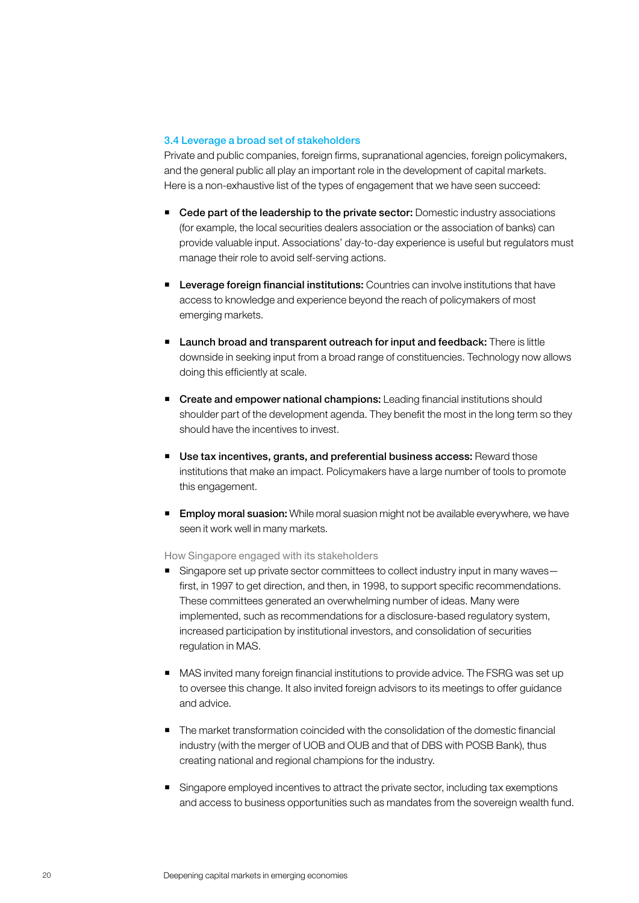### 3.4 Leverage a broad set of stakeholders

Private and public companies, foreign firms, supranational agencies, foreign policymakers, and the general public all play an important role in the development of capital markets. Here is a non-exhaustive list of the types of engagement that we have seen succeed:

- **Cede part of the leadership to the private sector:** Domestic industry associations (for example, the local securities dealers association or the association of banks) can provide valuable input. Associations' day-to-day experience is useful but regulators must manage their role to avoid self-serving actions.

- **Leverage foreign financial institutions:** Countries can involve institutions that have access to knowledge and experience beyond the reach of policymakers of most emerging markets.

- **Launch broad and transparent outreach for input and feedback:** There is little downside in seeking input from a broad range of constituencies. Technology now allows doing this efficiently at scale.

- **Create and empower national champions:** Leading financial institutions should shoulder part of the development agenda. They benefit the most in the long term so they should have the incentives to invest.

- **Use tax incentives, grants, and preferential business access:** Reward those institutions that make an impact. Policymakers have a large number of tools to promote this engagement.

- **Employ moral suasion:** While moral suasion might not be available everywhere, we have seen it work well in many markets.

#### How Singapore engaged with its stakeholders

- Singapore set up private sector committees to collect industry input in many waves—first, in 1997 to get direction, and then, in 1998, to support specific recommendations. These committees generated an overwhelming number of ideas. Many were implemented, such as recommendations for a disclosure-based regulatory system, increased participation by institutional investors, and consolidation of securities regulation in MAS.

- MAS invited many foreign financial institutions to provide advice. The FSRG was set up to oversee this change. It also invited foreign advisors to its meetings to offer guidance and advice.

- The market transformation coincided with the consolidation of the domestic financial industry (with the merger of UOB and OUB and that of DBS with POSB Bank), thus creating national and regional champions for the industry.

- Singapore employed incentives to attract the private sector, including tax exemptions and access to business opportunities such as mandates from the sovereign wealth fund.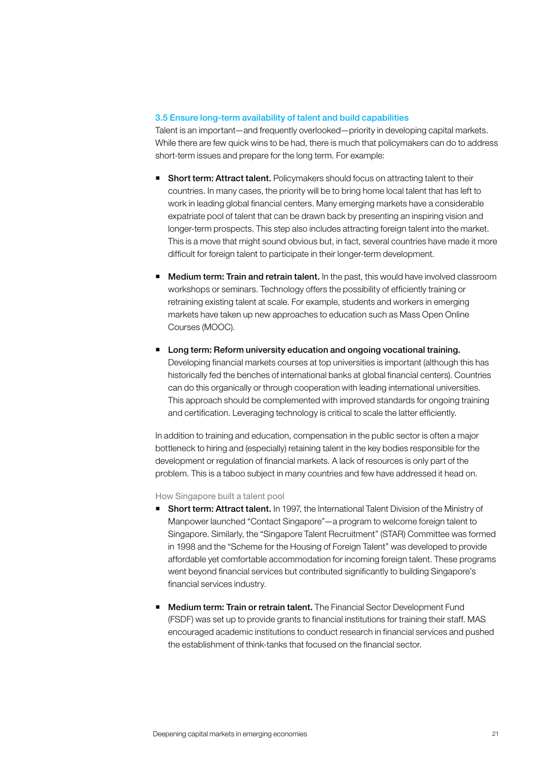### 3.5 Ensure long-term availability of talent and build capabilities

Talent is an important—and frequently overlooked—priority in developing capital markets. While there are few quick wins to be had, there is much that policymakers can do to address short-term issues and prepare for the long term. For example:

- **Short term: Attract talent.** Policymakers should focus on attracting talent to their countries. In many cases, the priority will be to bring home local talent that has left to work in leading global financial centers. Many emerging markets have a considerable expatriate pool of talent that can be drawn back by presenting an inspiring vision and longer-term prospects. This step also includes attracting foreign talent into the market. This is a move that might sound obvious but, in fact, several countries have made it more difficult for foreign talent to participate in their longer-term development.

- **Medium term: Train and retrain talent.** In the past, this would have involved classroom workshops or seminars. Technology offers the possibility of efficiently training or retraining existing talent at scale. For example, students and workers in emerging markets have taken up new approaches to education such as Mass Open Online Courses (MOOC).

- **Long term: Reform university education and ongoing vocational training.** Developing financial markets courses at top universities is important (although this has historically fed the benches of international banks at global financial centers). Countries can do this organically or through cooperation with leading international universities. This approach should be complemented with improved standards for ongoing training and certification. Leveraging technology is critical to scale the latter efficiently.

In addition to training and education, compensation in the public sector is often a major bottleneck to hiring and (especially) retaining talent in the key bodies responsible for the development or regulation of financial markets. A lack of resources is only part of the problem. This is a taboo subject in many countries and few have addressed it head on.

#### How Singapore built a talent pool

- **Short term: Attract talent.** In 1997, the International Talent Division of the Ministry of Manpower launched "Contact Singapore"—a program to welcome foreign talent to Singapore. Similarly, the "Singapore Talent Recruitment" (STAR) Committee was formed in 1998 and the "Scheme for the Housing of Foreign Talent" was developed to provide affordable yet comfortable accommodation for incoming foreign talent. These programs went beyond financial services but contributed significantly to building Singapore's financial services industry.

- **Medium term: Train or retrain talent.** The Financial Sector Development Fund (FSDF) was set up to provide grants to financial institutions for training their staff. MAS encouraged academic institutions to conduct research in financial services and pushed the establishment of think-tanks that focused on the financial sector.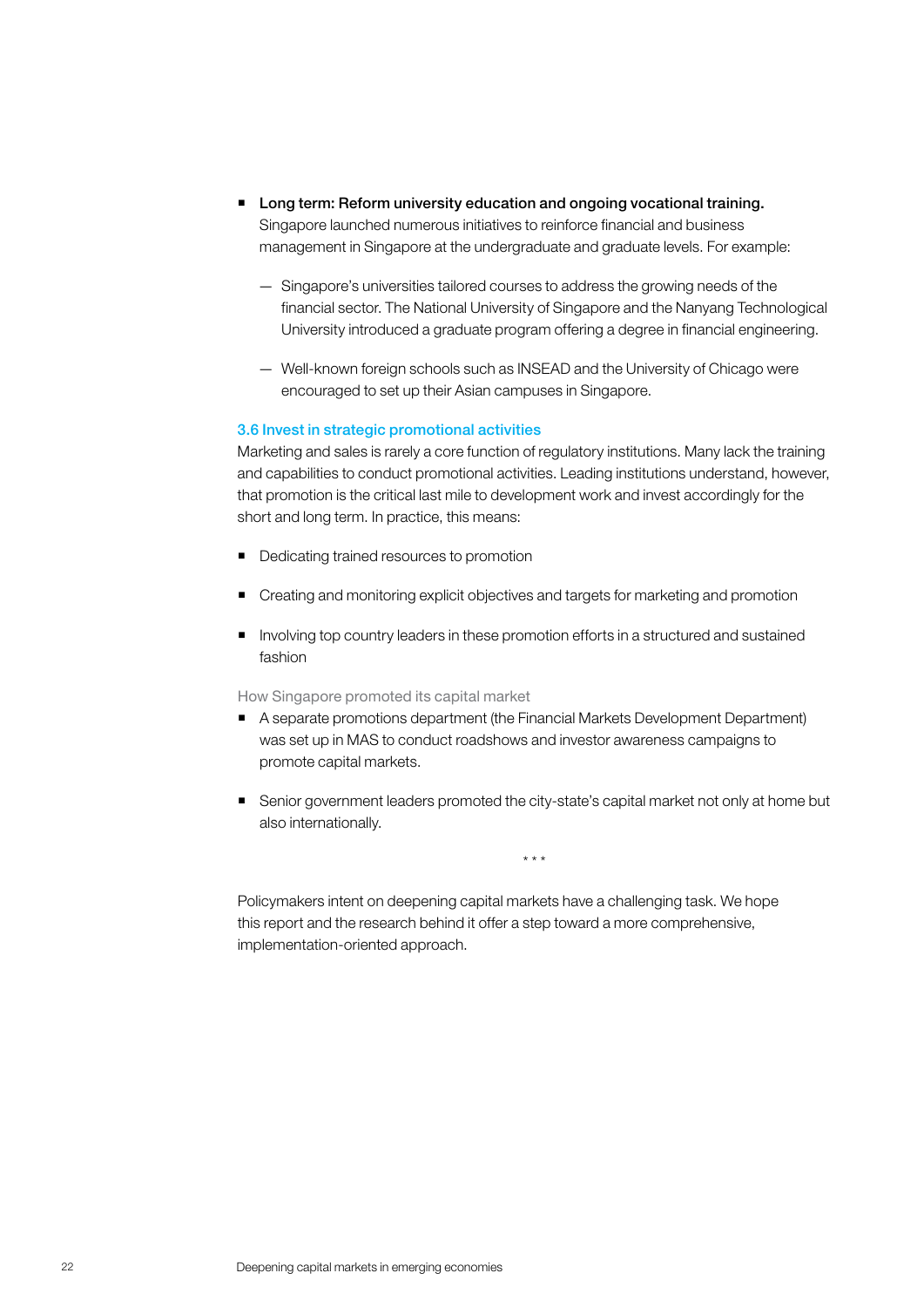- **Long term: Reform university education and ongoing vocational training.** Singapore launched numerous initiatives to reinforce financial and business management in Singapore at the undergraduate and graduate levels. For example:

  — Singapore's universities tailored courses to address the growing needs of the financial sector. The National University of Singapore and the Nanyang Technological University introduced a graduate program offering a degree in financial engineering.

  — Well-known foreign schools such as INSEAD and the University of Chicago were encouraged to set up their Asian campuses in Singapore.

### 3.6 Invest in strategic promotional activities

Marketing and sales is rarely a core function of regulatory institutions. Many lack the training and capabilities to conduct promotional activities. Leading institutions understand, however, that promotion is the critical last mile to development work and invest accordingly for the short and long term. In practice, this means:

- Dedicating trained resources to promotion
- Creating and monitoring explicit objectives and targets for marketing and promotion
- Involving top country leaders in these promotion efforts in a structured and sustained fashion

How Singapore promoted its capital market

- A separate promotions department (the Financial Markets Development Department) was set up in MAS to conduct roadshows and investor awareness campaigns to promote capital markets.
- Senior government leaders promoted the city-state's capital market not only at home but also internationally.

\* \* \*

Policymakers intent on deepening capital markets have a challenging task. We hope this report and the research behind it offer a step toward a more comprehensive, implementation-oriented approach.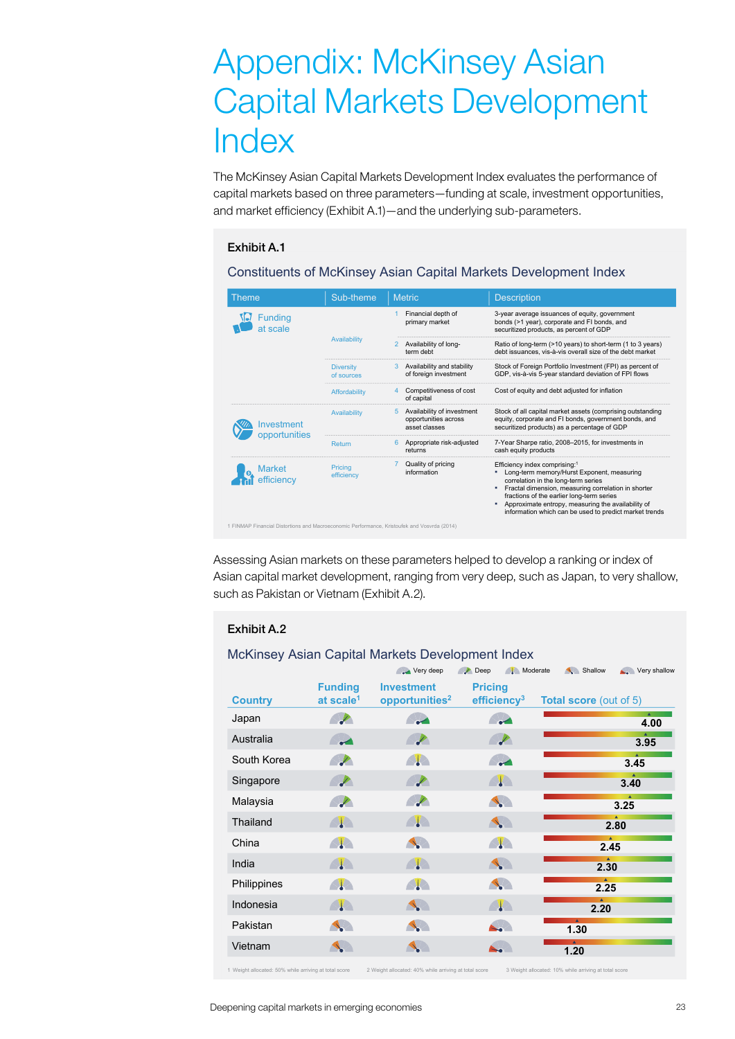# Appendix: McKinsey Asian Capital Markets Development Index

The McKinsey Asian Capital Markets Development Index evaluates the performance of capital markets based on three parameters—funding at scale, investment opportunities, and market efficiency (Exhibit A.1)—and the underlying sub-parameters.

**Exhibit A.1**

## Constituents of McKinsey Asian Capital Markets Development Index

| Theme | Sub-theme | Metric | Description |
|---|---|---|---|
| Funding at scale | Availability | 1 Financial depth of primary market | 3-year average issuances of equity, government bonds (>1 year), corporate and FI bonds, and securitized products, as percent of GDP |
| | | 2 Availability of long-term debt | Ratio of long-term (>10 years) to short-term (1 to 3 years) debt issuances, vis-à-vis overall size of the debt market |
| | Diversity of sources | 3 Availability and stability of foreign investment | Stock of Foreign Portfolio Investment (FPI) as percent of GDP, vis-à-vis 5-year standard deviation of FPI flows |
| | Affordability | 4 Competitiveness of cost of capital | Cost of equity and debt adjusted for inflation |
| Investment opportunities | Availability | 5 Availability of investment opportunities across asset classes | Stock of all capital market assets (comprising outstanding equity, corporate and FI bonds, government bonds, and securitized products) as a percentage of GDP |
| | Return | 6 Appropriate risk-adjusted returns | 7-Year Sharpe ratio, 2008–2015, for investments in cash equity products |
| Market efficiency | Pricing efficiency | 7 Quality of pricing information | Efficiency index comprising:[1] <br>• Long-term memory/Hurst Exponent, measuring correlation in the long-term series <br>• Fractal dimension, measuring correlation in shorter fractions of the earlier long-term series <br>• Approximate entropy, measuring the availability of information which can be used to predict market trends |

1 FINMAP Financial Distortions and Macroeconomic Performance, Kristoufek and Vosvrda (2014)

Assessing Asian markets on these parameters helped to develop a ranking or index of Asian capital market development, ranging from very deep, such as Japan, to very shallow, such as Pakistan or Vietnam (Exhibit A.2).

**Exhibit A.2**

## McKinsey Asian Capital Markets Development Index

Legend: Very deep, Deep, Moderate, Shallow, Very shallow

| Country | Funding at scale[1] | Investment opportunities[2] | Pricing efficiency[3] | Total score (out of 5) |
|---|---|---|---|---|
| Japan | Deep | Deep | Very deep | 4.00 |
| Australia | Very deep | Deep | Deep | 3.95 |
| South Korea | Deep | Moderate | Very deep | 3.45 |
| Singapore | Deep | Deep | Moderate | 3.40 |
| Malaysia | Deep | Deep | Shallow | 3.25 |
| Thailand | Moderate | Moderate | Shallow | 2.80 |
| China | Moderate | Shallow | Moderate | 2.45 |
| India | Moderate | Moderate | Shallow | 2.30 |
| Philippines | Moderate | Moderate | Shallow | 2.25 |
| Indonesia | Moderate | Shallow | Moderate | 2.20 |
| Pakistan | Shallow | Shallow | Very shallow | 1.30 |
| Vietnam | Shallow | Shallow | Very shallow | 1.20 |

1 Weight allocated: 50% while arriving at total score
2 Weight allocated: 40% while arriving at total score
3 Weight allocated: 10% while arriving at total score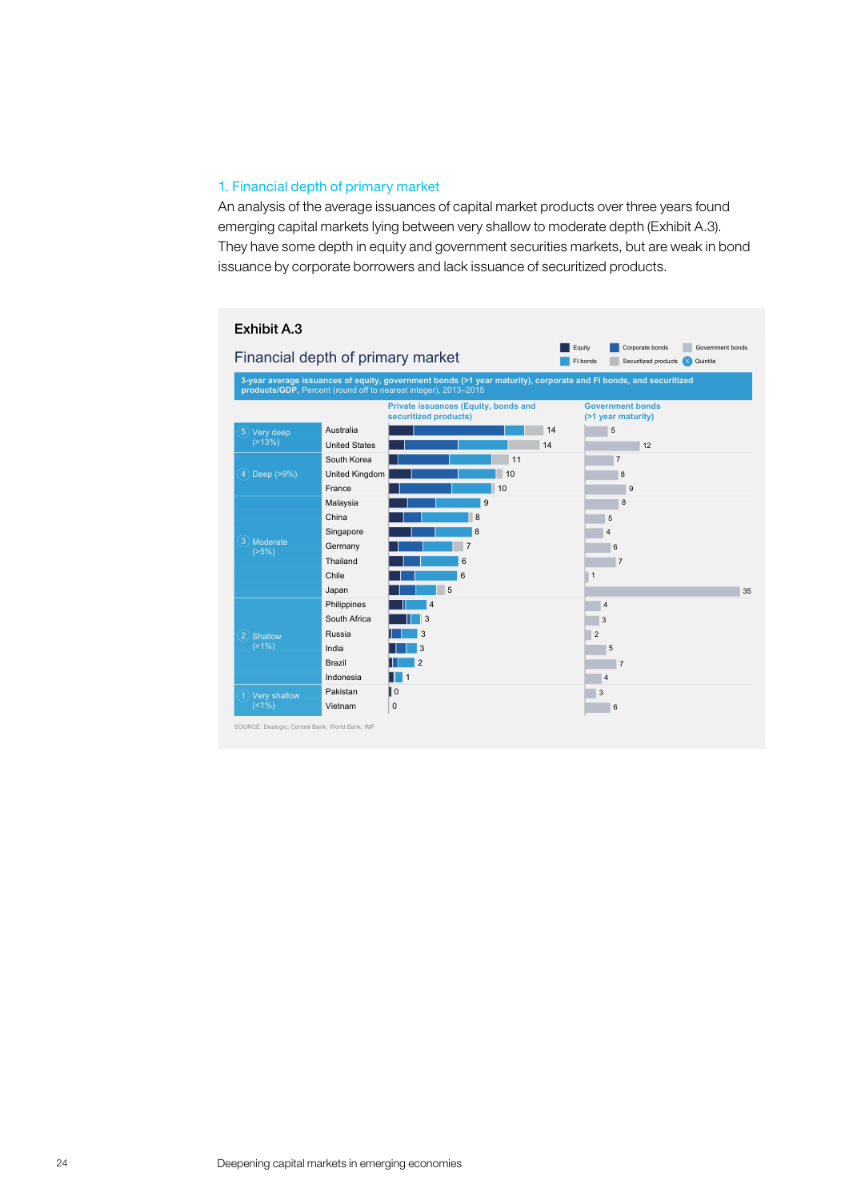### 1. Financial depth of primary market

An analysis of the average issuances of capital market products over three years found emerging capital markets lying between very shallow to moderate depth (Exhibit A.3). They have some depth in equity and government securities markets, but are weak in bond issuance by corporate borrowers and lack issuance of securitized products.

**Exhibit A.3**

**Financial depth of primary market**

Legend: Equity; Corporate bonds; Government bonds; FI bonds; Securitized products; (X) Quintile

**3-year average issuances of equity, government bonds (>1 year maturity), corporate and FI bonds, and securitized products/GDP**, Percent (round off to nearest integer), 2013–2015

| Quintile | Country | Private issuances (Equity, bonds and securitized products) | Government bonds (>1 year maturity) |
|---|---|---|---|
| 5 Very deep (>13%) | Australia | 14 | 5 |
| | United States | 14 | 12 |
| 4 Deep (>9%) | South Korea | 11 | 7 |
| | United Kingdom | 10 | 8 |
| | France | 10 | 9 |
| 3 Moderate (>5%) | Malaysia | 9 | 8 |
| | China | 8 | 5 |
| | Singapore | 8 | 4 |
| | Germany | 7 | 6 |
| | Thailand | 6 | 7 |
| | Chile | 6 | 1 |
| | Japan | 5 | 35 |
| 2 Shallow (>1%) | Philippines | 4 | 4 |
| | South Africa | 3 | 3 |
| | Russia | 3 | 2 |
| | India | 3 | 5 |
| | Brazil | 2 | 7 |
| | Indonesia | 1 | 4 |
| 1 Very shallow (<1%) | Pakistan | 0 | 3 |
| | Vietnam | 0 | 6 |

SOURCE: Dealogic; Central Bank; World Bank; IMF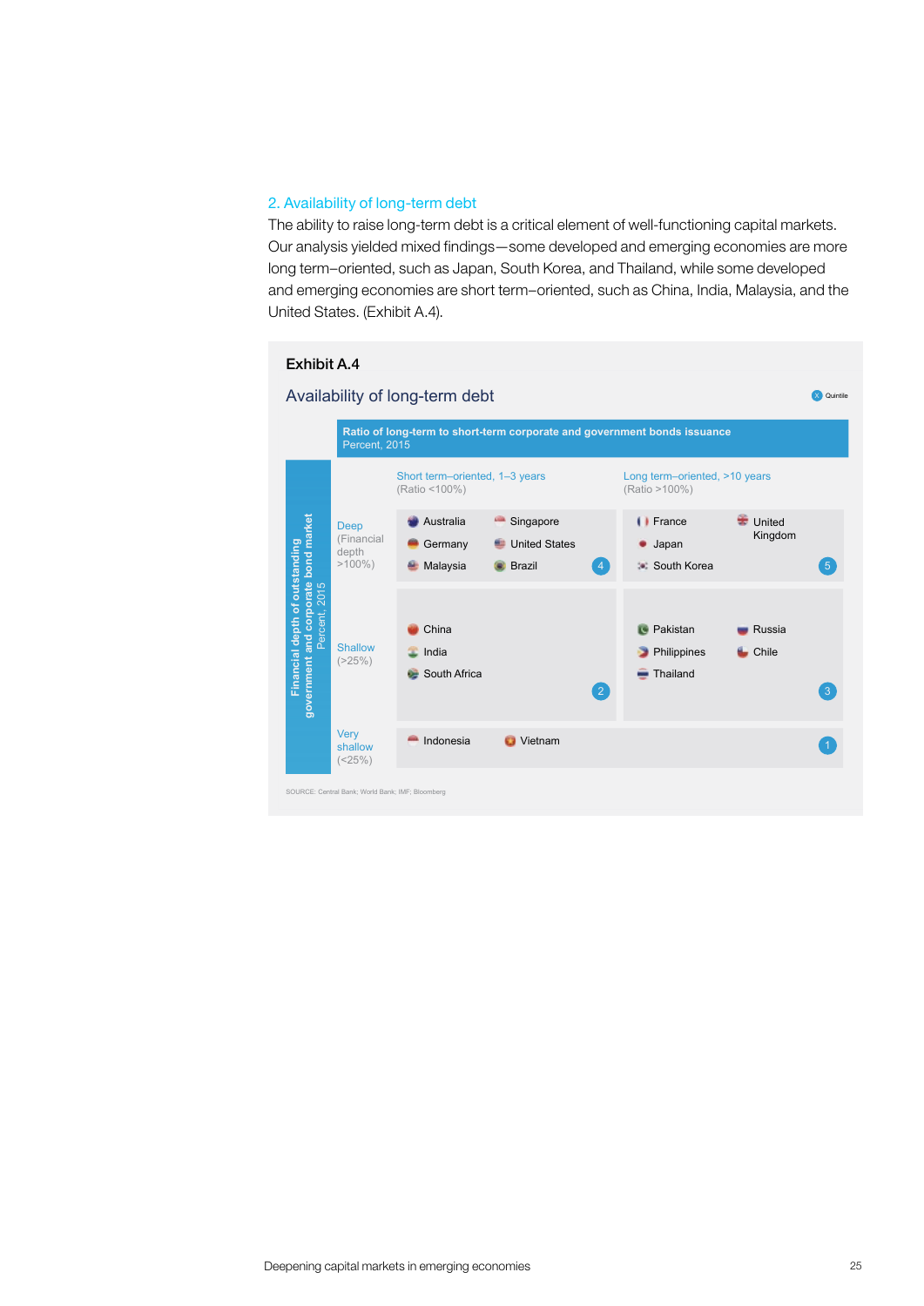## 2. Availability of long-term debt

The ability to raise long-term debt is a critical element of well-functioning capital markets. Our analysis yielded mixed findings—some developed and emerging economies are more long term–oriented, such as Japan, South Korea, and Thailand, while some developed and emerging economies are short term–oriented, such as China, India, Malaysia, and the United States. (Exhibit A.4).

**Exhibit A.4**

### Availability of long-term debt

X Quintile

**Ratio of long-term to short-term corporate and government bonds issuance**
Percent, 2015

**Financial depth of outstanding government and corporate bond market**
Percent, 2015

| | Short term–oriented, 1–3 years (Ratio <100%) | Long term–oriented, >10 years (Ratio >100%) |
|---|---|---|
| Deep (Financial depth >100%) | Australia, Singapore, Germany, United States, Malaysia, Brazil (4) | France, United Kingdom, Japan, South Korea (5) |
| Shallow (>25%) | China, India, South Africa (2) | Pakistan, Russia, Philippines, Chile, Thailand (3) |
| Very shallow (<25%) | Indonesia, Vietnam (1) | |

SOURCE: Central Bank; World Bank; IMF; Bloomberg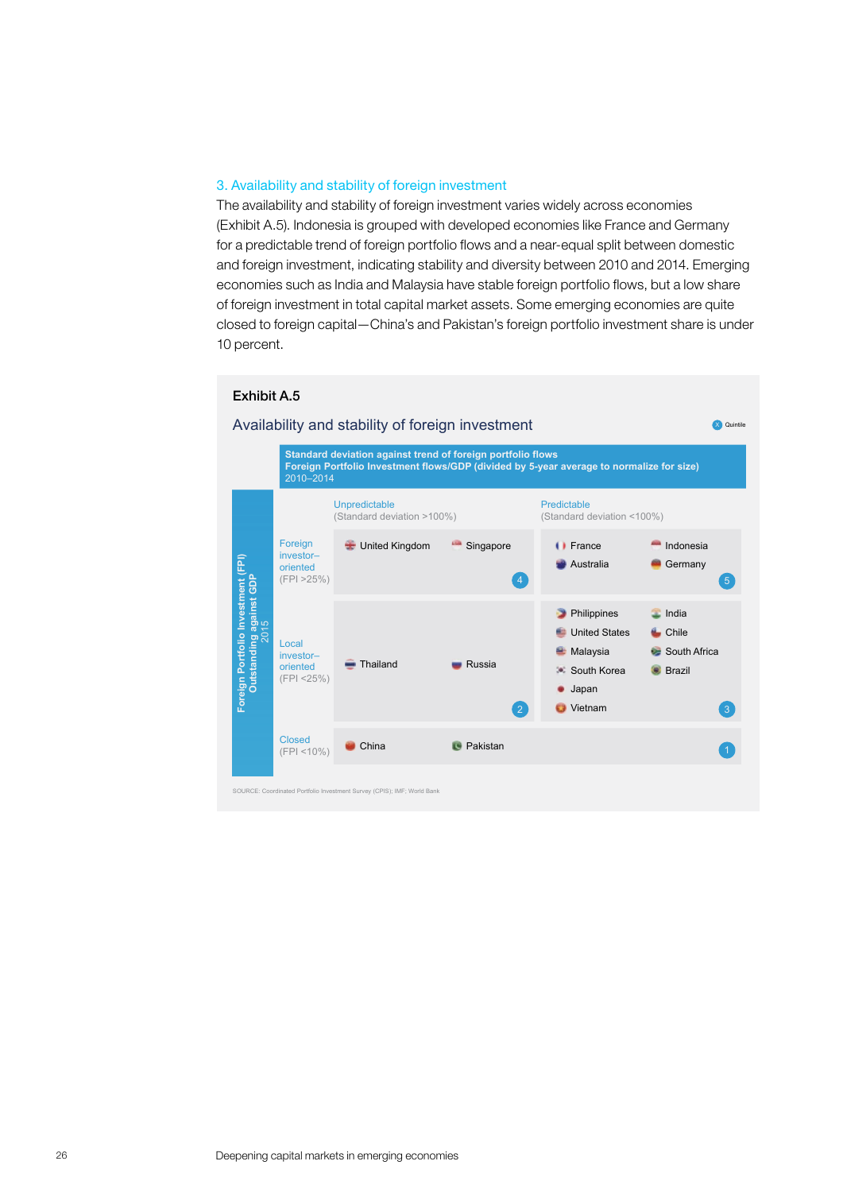### 3. Availability and stability of foreign investment

The availability and stability of foreign investment varies widely across economies (Exhibit A.5). Indonesia is grouped with developed economies like France and Germany for a predictable trend of foreign portfolio flows and a near-equal split between domestic and foreign investment, indicating stability and diversity between 2010 and 2014. Emerging economies such as India and Malaysia have stable foreign portfolio flows, but a low share of foreign investment in total capital market assets. Some emerging economies are quite closed to foreign capital—China's and Pakistan's foreign portfolio investment share is under 10 percent.

**Exhibit A.5**

**Availability and stability of foreign investment**

X = Quintile

Columns: **Standard deviation against trend of foreign portfolio flows** — Foreign Portfolio Investment flows/GDP (divided by 5-year average to normalize for size), 2010–2014

Rows: **Foreign Portfolio Investment (FPI) Outstanding against GDP**, 2015

| | Unpredictable (Standard deviation >100%) | Predictable (Standard deviation <100%) |
|---|---|---|
| Foreign investor–oriented (FPI >25%) | United Kingdom, Singapore (Quintile 4) | France, Indonesia, Australia, Germany (Quintile 5) |
| Local investor–oriented (FPI <25%) | Thailand, Russia (Quintile 2) | Philippines, India, United States, Chile, Malaysia, South Africa, South Korea, Brazil, Japan, Vietnam (Quintile 3) |
| Closed (FPI <10%) | China, Pakistan (Quintile 1) | |

SOURCE: Coordinated Portfolio Investment Survey (CPIS); IMF; World Bank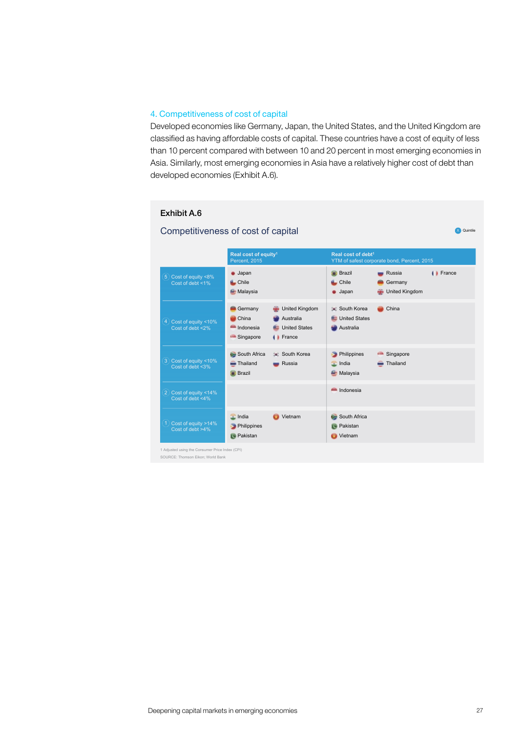### 4. Competitiveness of cost of capital

Developed economies like Germany, Japan, the United States, and the United Kingdom are classified as having affordable costs of capital. These countries have a cost of equity of less than 10 percent compared with between 10 and 20 percent in most emerging economies in Asia. Similarly, most emerging economies in Asia have a relatively higher cost of debt than developed economies (Exhibit A.6).

**Exhibit A.6**

**Competitiveness of cost of capital**

X Quintile

| | Real cost of equity[1] Percent, 2015 | Real cost of debt[1] YTM of safest corporate bond, Percent, 2015 |
|---|---|---|
| 5 Cost of equity <8% Cost of debt <1% | Japan, Chile, Malaysia | Brazil, Chile, Japan, Russia, Germany, United Kingdom, France |
| 4 Cost of equity <10% Cost of debt <2% | Germany, China, Indonesia, Singapore, United Kingdom, Australia, United States, France | South Korea, United States, Australia, China |
| 3 Cost of equity <10% Cost of debt <3% | South Africa, Thailand, Brazil, South Korea, Russia | Philippines, India, Malaysia, Singapore, Thailand |
| 2 Cost of equity <14% Cost of debt <4% | | Indonesia |
| 1 Cost of equity >14% Cost of debt >4% | India, Philippines, Pakistan, Vietnam | South Africa, Pakistan, Vietnam |

1 Adjusted using the Consumer Price Index (CPI)

SOURCE: Thomson Eikon; World Bank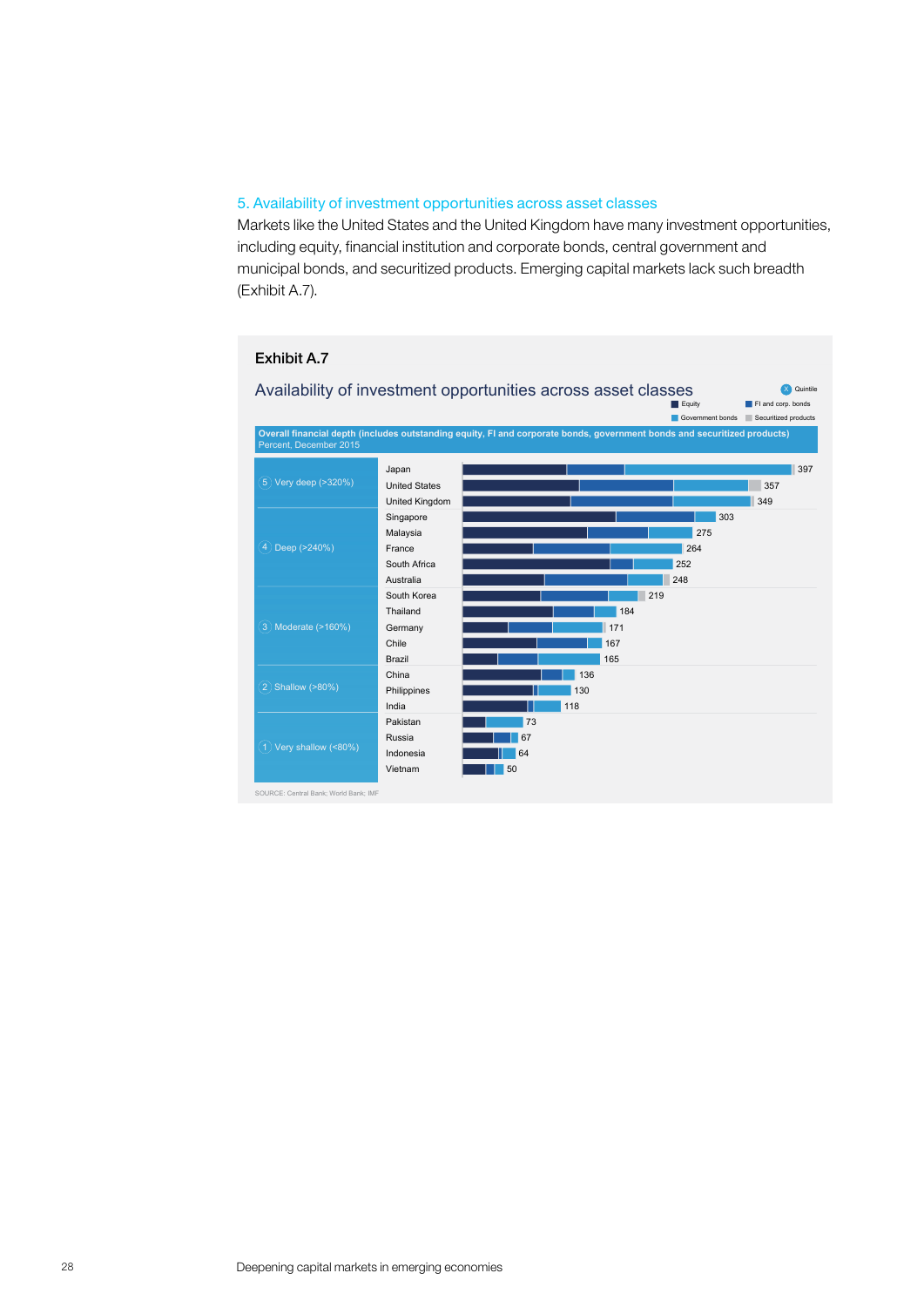### 5. Availability of investment opportunities across asset classes

Markets like the United States and the United Kingdom have many investment opportunities, including equity, financial institution and corporate bonds, central government and municipal bonds, and securitized products. Emerging capital markets lack such breadth (Exhibit A.7).

**Exhibit A.7**

**Availability of investment opportunities across asset classes**

Legend: X Quintile; Equity; FI and corp. bonds; Government bonds; Securitized products

**Overall financial depth (includes outstanding equity, FI and corporate bonds, government bonds and securitized products)**
Percent, December 2015

| Quintile | Country | Overall financial depth |
|---|---|---|
| 5 Very deep (>320%) | Japan | 397 |
| | United States | 357 |
| | United Kingdom | 349 |
| 4 Deep (>240%) | Singapore | 303 |
| | Malaysia | 275 |
| | France | 264 |
| | South Africa | 252 |
| | Australia | 248 |
| 3 Moderate (>160%) | South Korea | 219 |
| | Thailand | 184 |
| | Germany | 171 |
| | Chile | 167 |
| | Brazil | 165 |
| 2 Shallow (>80%) | China | 136 |
| | Philippines | 130 |
| | India | 118 |
| 1 Very shallow (<80%) | Pakistan | 73 |
| | Russia | 67 |
| | Indonesia | 64 |
| | Vietnam | 50 |

SOURCE: Central Bank; World Bank; IMF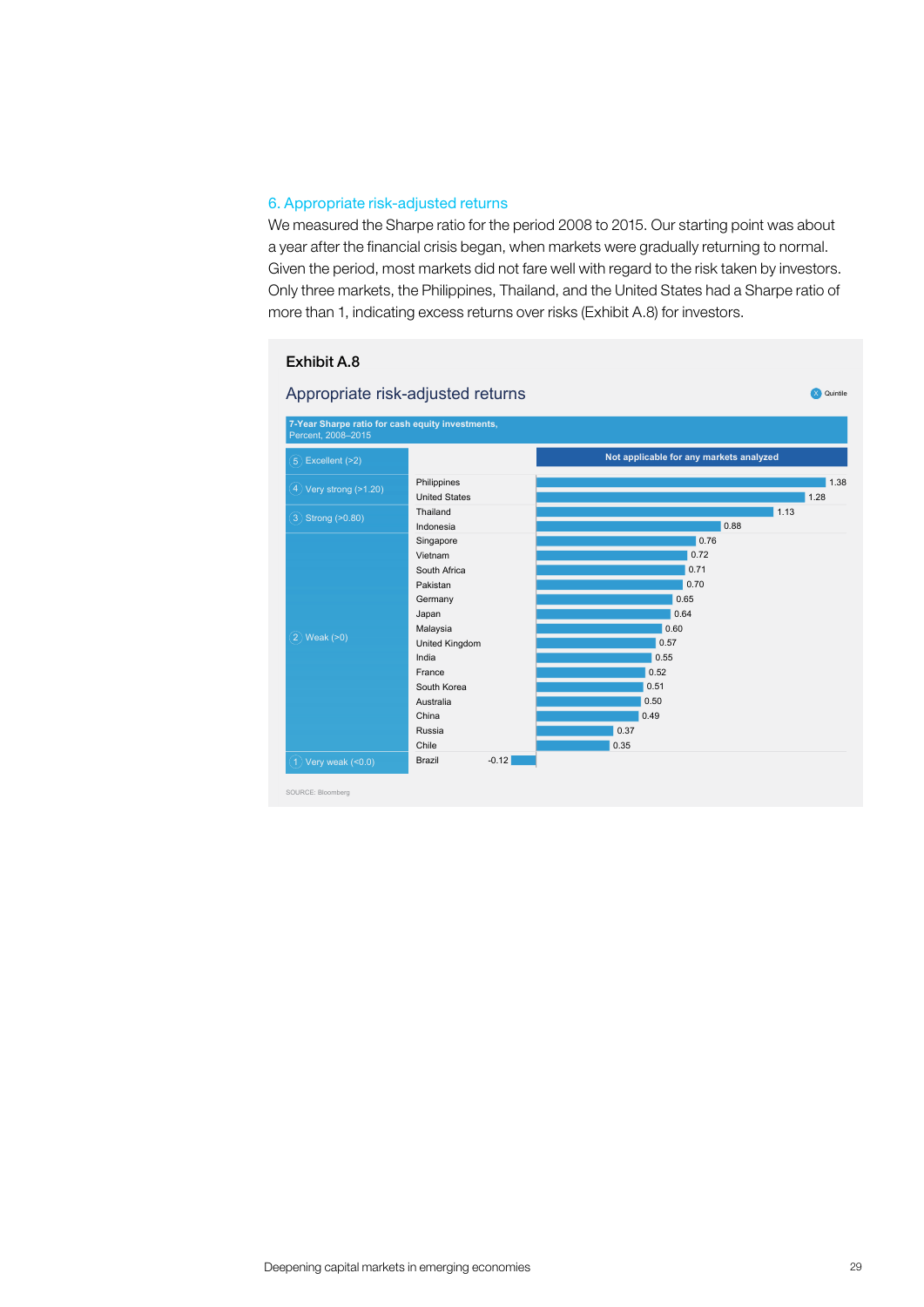## 6. Appropriate risk-adjusted returns

We measured the Sharpe ratio for the period 2008 to 2015. Our starting point was about a year after the financial crisis began, when markets were gradually returning to normal. Given the period, most markets did not fare well with regard to the risk taken by investors. Only three markets, the Philippines, Thailand, and the United States had a Sharpe ratio of more than 1, indicating excess returns over risks (Exhibit A.8) for investors.

**Exhibit A.8**

### Appropriate risk-adjusted returns

7-Year Sharpe ratio for cash equity investments, Percent, 2008–2015

| Quintile | Market | Sharpe ratio |
|---|---|---|
| 5 Excellent (>2) | Not applicable for any markets analyzed | |
| 4 Very strong (>1.20) | Philippines | 1.38 |
| | United States | 1.28 |
| 3 Strong (>0.80) | Thailand | 1.13 |
| | Indonesia | 0.88 |
| 2 Weak (>0) | Singapore | 0.76 |
| | Vietnam | 0.72 |
| | South Africa | 0.71 |
| | Pakistan | 0.70 |
| | Germany | 0.65 |
| | Japan | 0.64 |
| | Malaysia | 0.60 |
| | United Kingdom | 0.57 |
| | India | 0.55 |
| | France | 0.52 |
| | South Korea | 0.51 |
| | Australia | 0.50 |
| | China | 0.49 |
| | Russia | 0.37 |
| | Chile | 0.35 |
| 1 Very weak (<0.0) | Brazil | -0.12 |

SOURCE: Bloomberg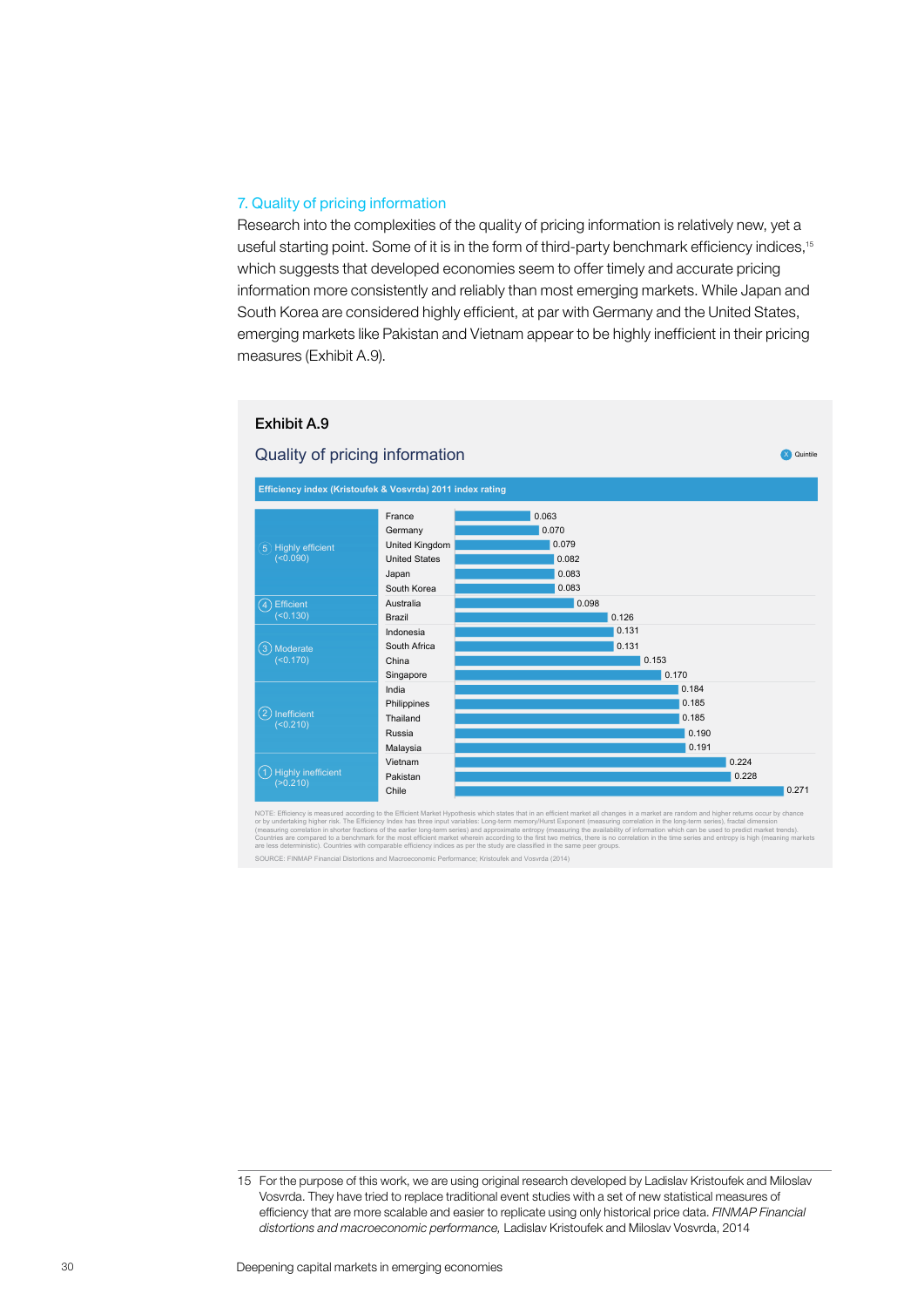### 7. Quality of pricing information

Research into the complexities of the quality of pricing information is relatively new, yet a useful starting point. Some of it is in the form of third-party benchmark efficiency indices,[15] which suggests that developed economies seem to offer timely and accurate pricing information more consistently and reliably than most emerging markets. While Japan and South Korea are considered highly efficient, at par with Germany and the United States, emerging markets like Pakistan and Vietnam appear to be highly inefficient in their pricing measures (Exhibit A.9).

**Exhibit A.9**

## Quality of pricing information

Efficiency index (Kristoufek & Vosvrda) 2011 index rating

| Quintile | Country | Index |
|---|---|---|
| 5 Highly efficient (<0.090) | France | 0.063 |
| | Germany | 0.070 |
| | United Kingdom | 0.079 |
| | United States | 0.082 |
| | Japan | 0.083 |
| | South Korea | 0.083 |
| 4 Efficient (<0.130) | Australia | 0.098 |
| | Brazil | 0.126 |
| 3 Moderate (<0.170) | Indonesia | 0.131 |
| | South Africa | 0.131 |
| | China | 0.153 |
| | Singapore | 0.170 |
| 2 Inefficient (<0.210) | India | 0.184 |
| | Philippines | 0.185 |
| | Thailand | 0.185 |
| | Russia | 0.190 |
| | Malaysia | 0.191 |
| 1 Highly inefficient (>0.210) | Vietnam | 0.224 |
| | Pakistan | 0.228 |
| | Chile | 0.271 |

NOTE: Efficiency is measured according to the Efficient Market Hypothesis which states that in an efficient market all changes in a market are random and higher returns occur by chance or by undertaking higher risk. The Efficiency Index has three input variables: Long-term memory/Hurst Exponent (measuring correlation in the long-term series), fractal dimension (measuring correlation in shorter fractions of the earlier long-term series) and approximate entropy (measuring the availability of information which can be used to predict market trends). Countries are compared to a benchmark for the most efficient market wherein according to the first two metrics, there is no correlation in the time series and entropy is high (meaning markets are less deterministic). Countries with comparable efficiency indices as per the study are classified in the same peer groups.

SOURCE: FINMAP Financial Distortions and Macroeconomic Performance; Kristoufek and Vosvrda (2014)

---

15 For the purpose of this work, we are using original research developed by Ladislav Kristoufek and Miloslav Vosvrda. They have tried to replace traditional event studies with a set of new statistical measures of efficiency that are more scalable and easier to replicate using only historical price data. *FINMAP Financial distortions and macroeconomic performance,* Ladislav Kristoufek and Miloslav Vosvrda, 2014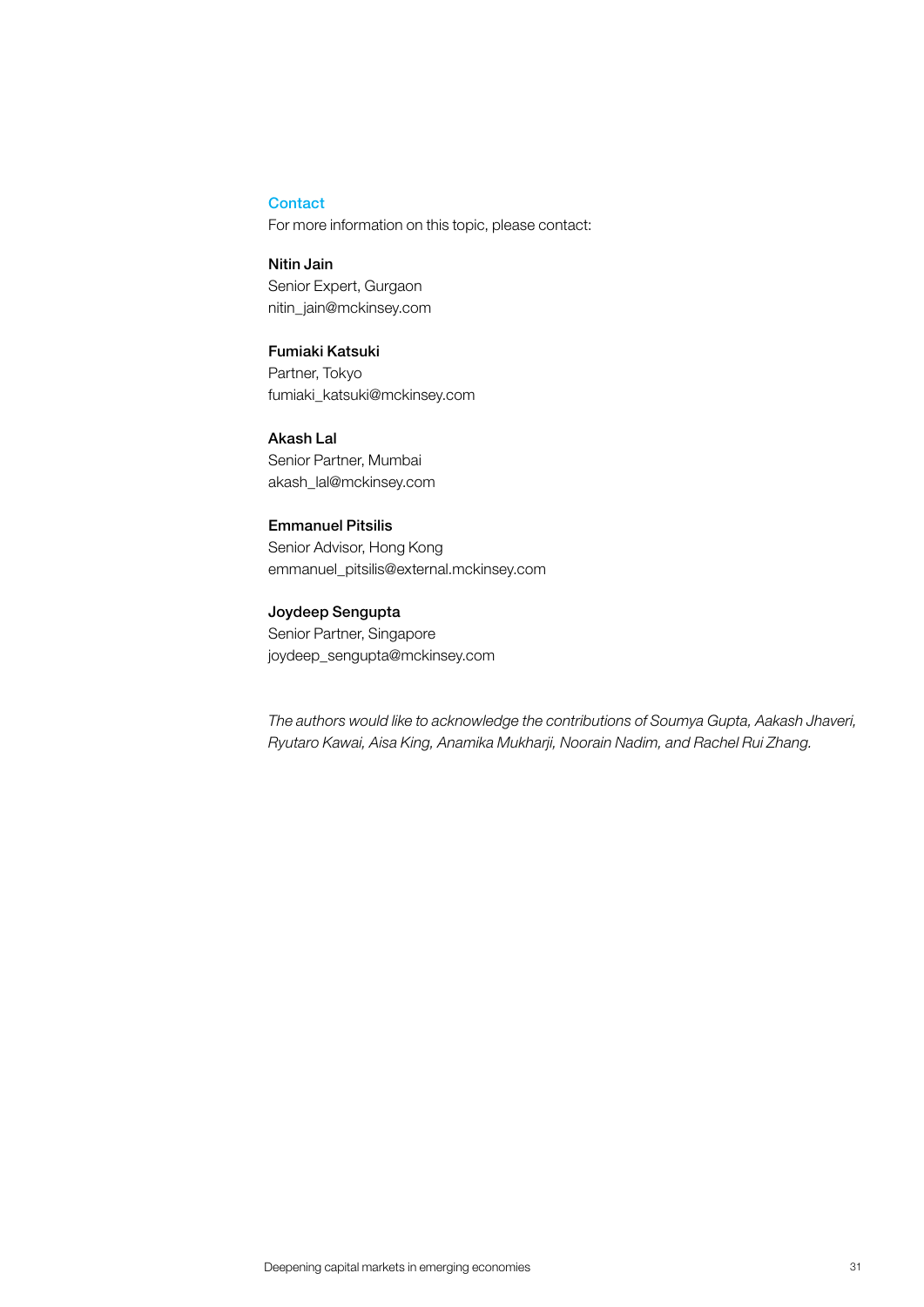## Contact

For more information on this topic, please contact:

**Nitin Jain**
Senior Expert, Gurgaon
nitin_jain@mckinsey.com

**Fumiaki Katsuki**
Partner, Tokyo
fumiaki_katsuki@mckinsey.com

**Akash Lal**
Senior Partner, Mumbai
akash_lal@mckinsey.com

**Emmanuel Pitsilis**
Senior Advisor, Hong Kong
emmanuel_pitsilis@external.mckinsey.com

**Joydeep Sengupta**
Senior Partner, Singapore
joydeep_sengupta@mckinsey.com

*The authors would like to acknowledge the contributions of Soumya Gupta, Aakash Jhaveri, Ryutaro Kawai, Aisa King, Anamika Mukharji, Noorain Nadim, and Rachel Rui Zhang.*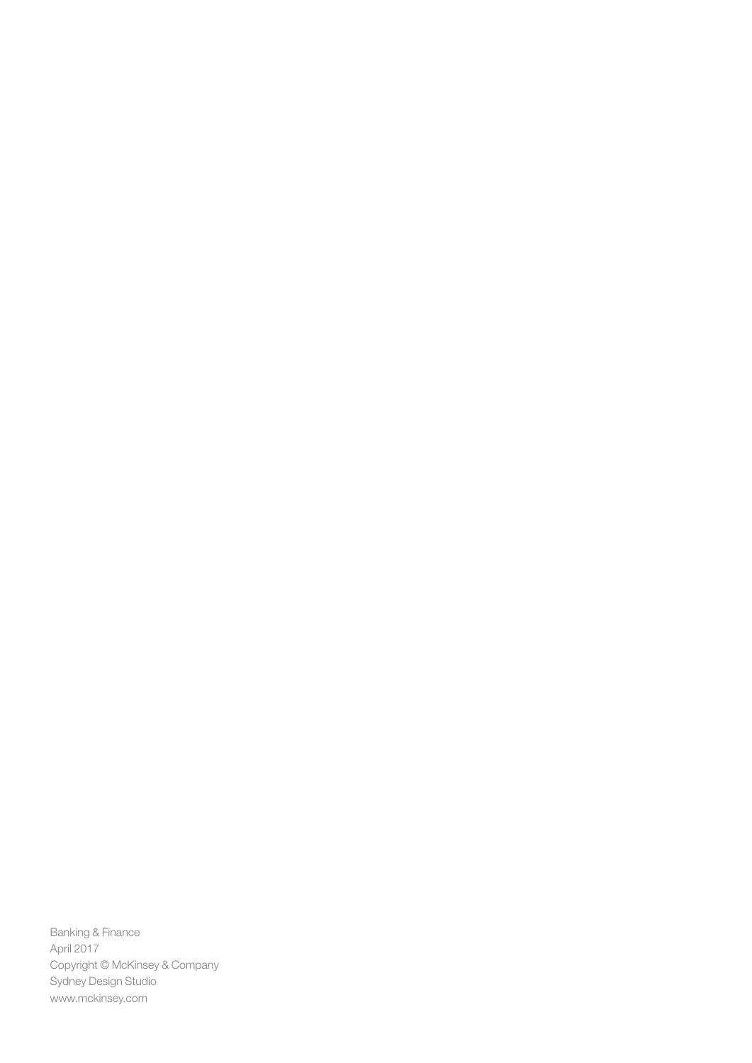Banking & Finance
April 2017
Copyright © McKinsey & Company
Sydney Design Studio
www.mckinsey.com